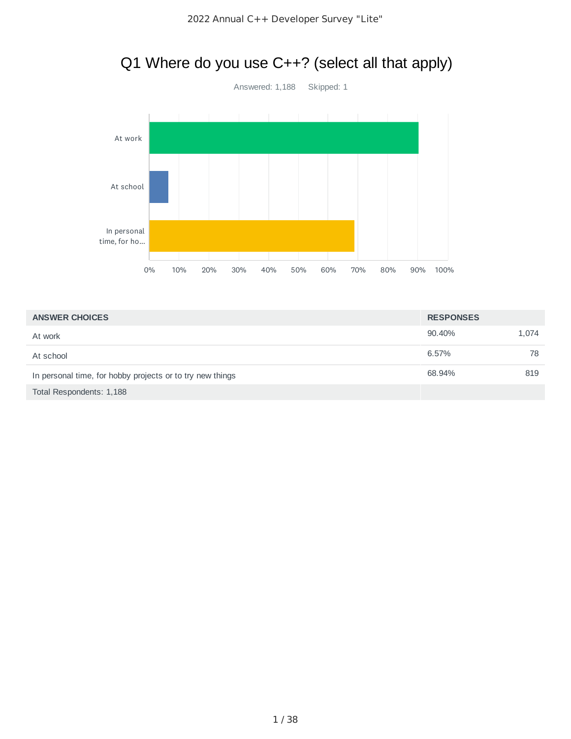# Q1 Where do you use C++? (select all that apply)

Answered: 1,188 Skipped: 1

| ANSWER CHOICES | RESPONSES | |
|---|---|---|
| At work | 90.40% | 1,074 |
| At school | 6.57% | 78 |
| In personal time, for hobby projects or to try new things | 68.94% | 819 |
| Total Respondents: 1,188 | | |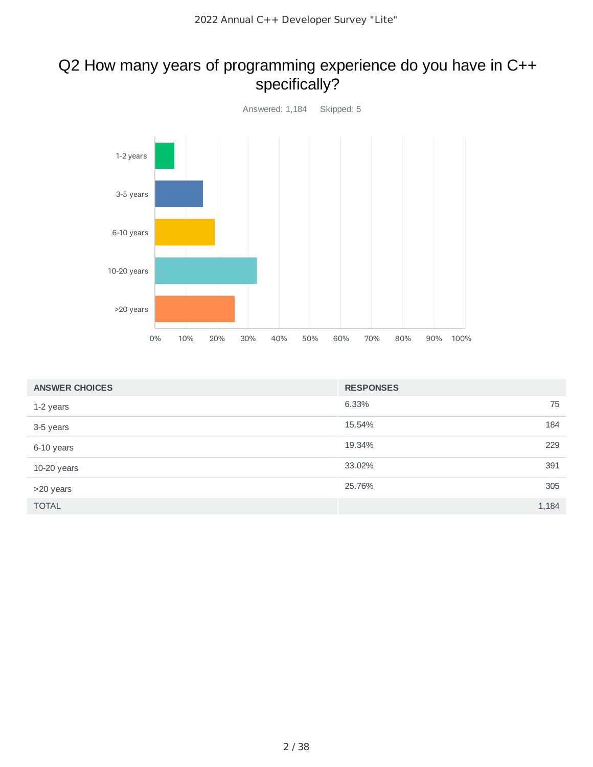# Q2 How many years of programming experience do you have in C++ specifically?

Answered: 1,184 Skipped: 5

| ANSWER CHOICES | RESPONSES | |
|---|---|---|
| 1-2 years | 6.33% | 75 |
| 3-5 years | 15.54% | 184 |
| 6-10 years | 19.34% | 229 |
| 10-20 years | 33.02% | 391 |
| >20 years | 25.76% | 305 |
| TOTAL | | 1,184 |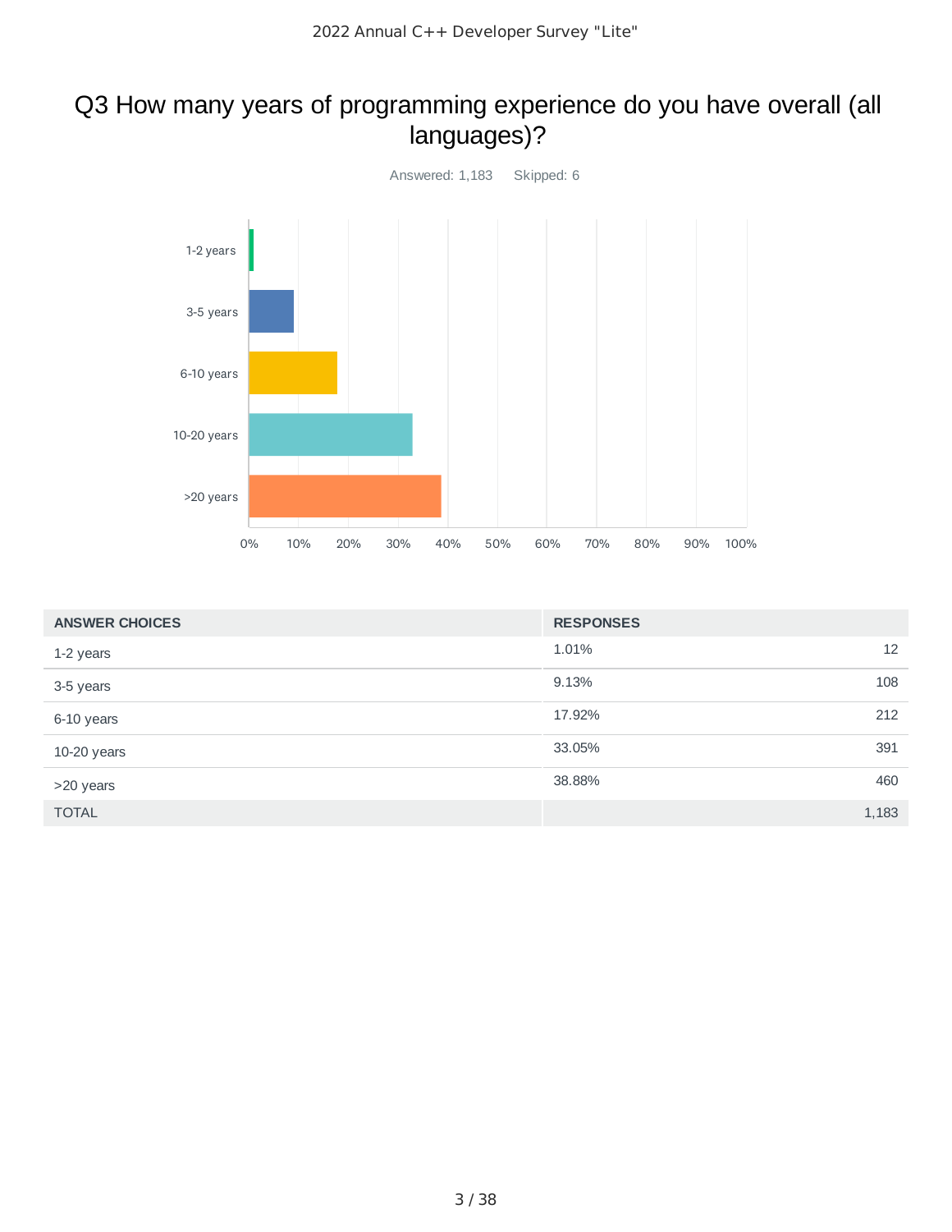# Q3 How many years of programming experience do you have overall (all languages)?

Answered: 1,183    Skipped: 6

| ANSWER CHOICES | RESPONSES | |
|---|---|---|
| 1-2 years | 1.01% | 12 |
| 3-5 years | 9.13% | 108 |
| 6-10 years | 17.92% | 212 |
| 10-20 years | 33.05% | 391 |
| >20 years | 38.88% | 460 |
| TOTAL | | 1,183 |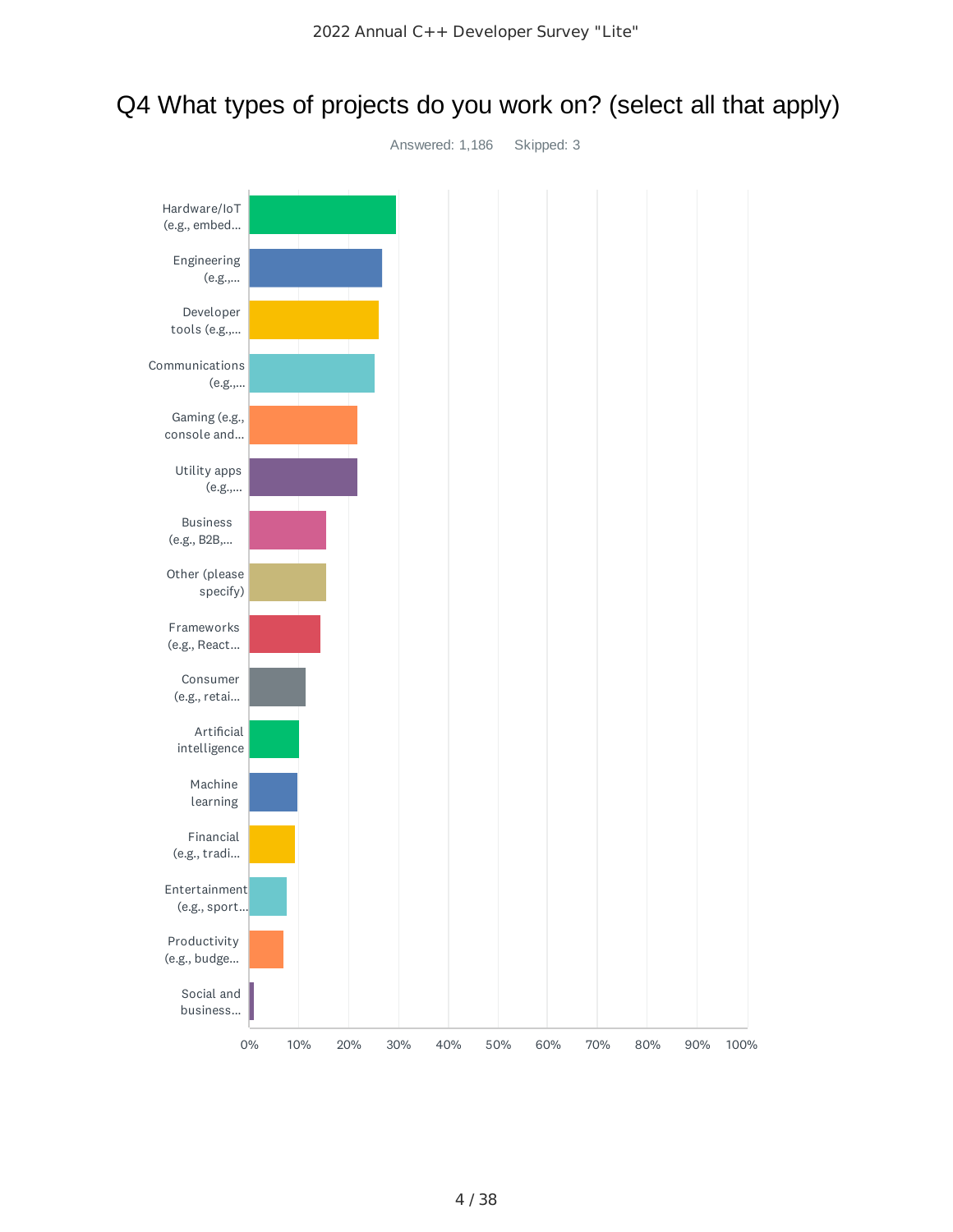# Q4 What types of projects do you work on? (select all that apply)

Answered: 1,186    Skipped: 3

| Answer choice | Approx. % (read from chart) |
| --- | --- |
| Hardware/IoT (e.g., embed... | ~30% |
| Engineering (e.g.,... | ~27% |
| Developer tools (e.g.,... | ~26% |
| Communications (e.g.,... | ~25% |
| Gaming (e.g., console and... | ~22% |
| Utility apps (e.g.,... | ~22% |
| Business (e.g., B2B,... | ~16% |
| Other (please specify) | ~16% |
| Frameworks (e.g., React... | ~14% |
| Consumer (e.g., retai... | ~11% |
| Artificial intelligence | ~10% |
| Machine learning | ~10% |
| Financial (e.g., tradi... | ~9% |
| Entertainment (e.g., sport... | ~8% |
| Productivity (e.g., budge... | ~7% |
| Social and business... | ~1% |

Axis: 0%, 10%, 20%, 30%, 40%, 50%, 60%, 70%, 80%, 90%, 100%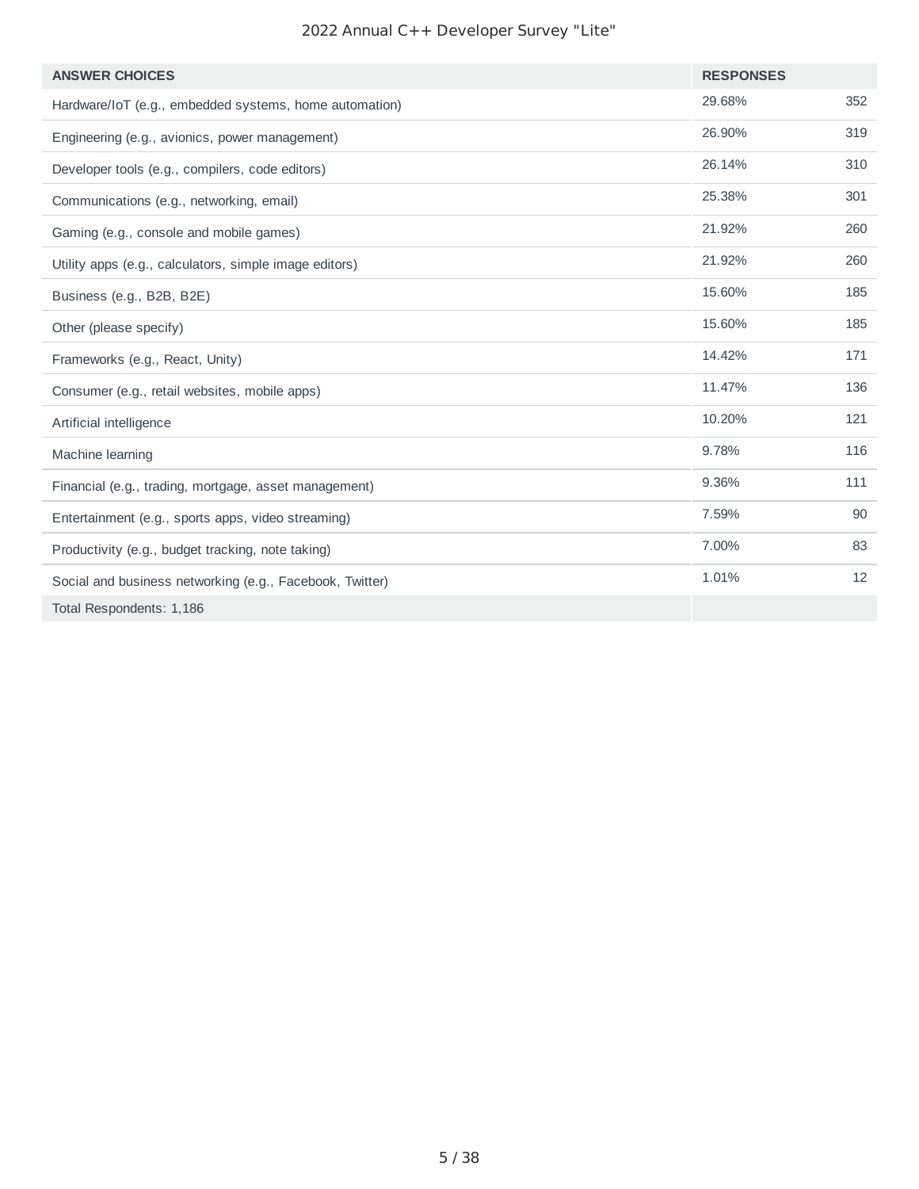| ANSWER CHOICES | RESPONSES | |
| --- | --- | --- |
| Hardware/IoT (e.g., embedded systems, home automation) | 29.68% | 352 |
| Engineering (e.g., avionics, power management) | 26.90% | 319 |
| Developer tools (e.g., compilers, code editors) | 26.14% | 310 |
| Communications (e.g., networking, email) | 25.38% | 301 |
| Gaming (e.g., console and mobile games) | 21.92% | 260 |
| Utility apps (e.g., calculators, simple image editors) | 21.92% | 260 |
| Business (e.g., B2B, B2E) | 15.60% | 185 |
| Other (please specify) | 15.60% | 185 |
| Frameworks (e.g., React, Unity) | 14.42% | 171 |
| Consumer (e.g., retail websites, mobile apps) | 11.47% | 136 |
| Artificial intelligence | 10.20% | 121 |
| Machine learning | 9.78% | 116 |
| Financial (e.g., trading, mortgage, asset management) | 9.36% | 111 |
| Entertainment (e.g., sports apps, video streaming) | 7.59% | 90 |
| Productivity (e.g., budget tracking, note taking) | 7.00% | 83 |
| Social and business networking (e.g., Facebook, Twitter) | 1.01% | 12 |
| Total Respondents: 1,186 | | |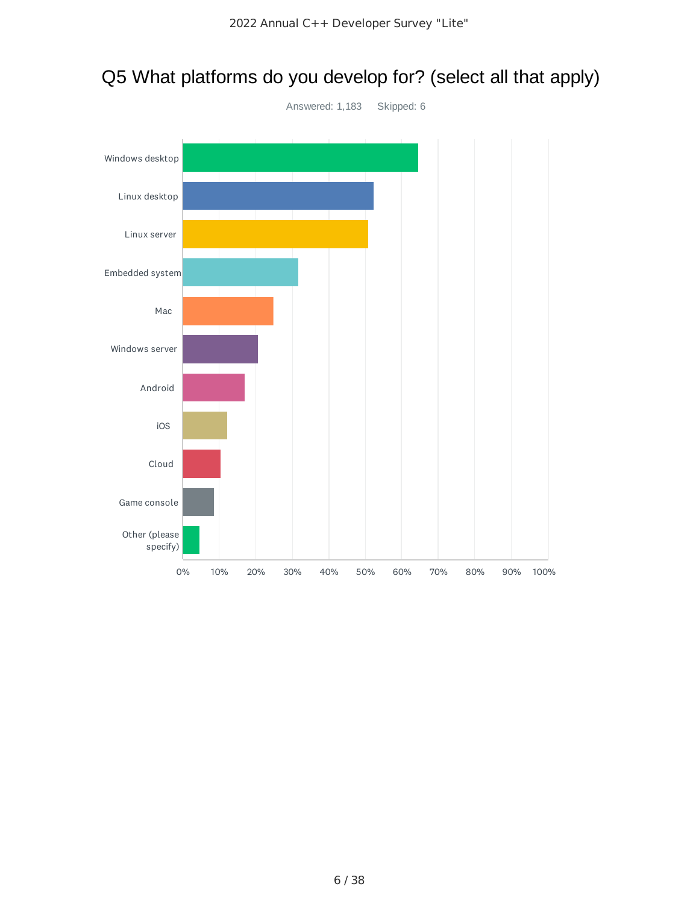# Q5 What platforms do you develop for? (select all that apply)

Answered: 1,183 Skipped: 6

Windows desktop

Linux desktop

Linux server

Embedded system

Mac

Windows server

Android

iOS

Cloud

Game console

Other (please specify)

0% 10% 20% 30% 40% 50% 60% 70% 80% 90% 100%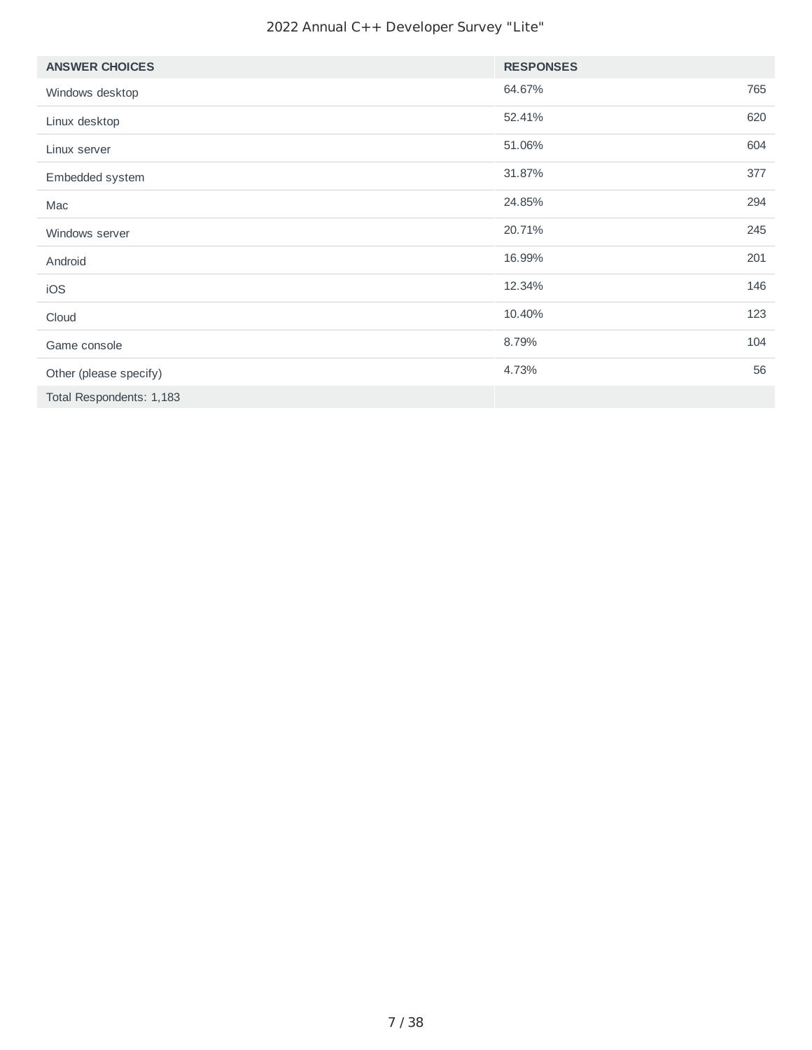| ANSWER CHOICES | RESPONSES | |
| --- | --- | --- |
| Windows desktop | 64.67% | 765 |
| Linux desktop | 52.41% | 620 |
| Linux server | 51.06% | 604 |
| Embedded system | 31.87% | 377 |
| Mac | 24.85% | 294 |
| Windows server | 20.71% | 245 |
| Android | 16.99% | 201 |
| iOS | 12.34% | 146 |
| Cloud | 10.40% | 123 |
| Game console | 8.79% | 104 |
| Other (please specify) | 4.73% | 56 |
| Total Respondents: 1,183 | | |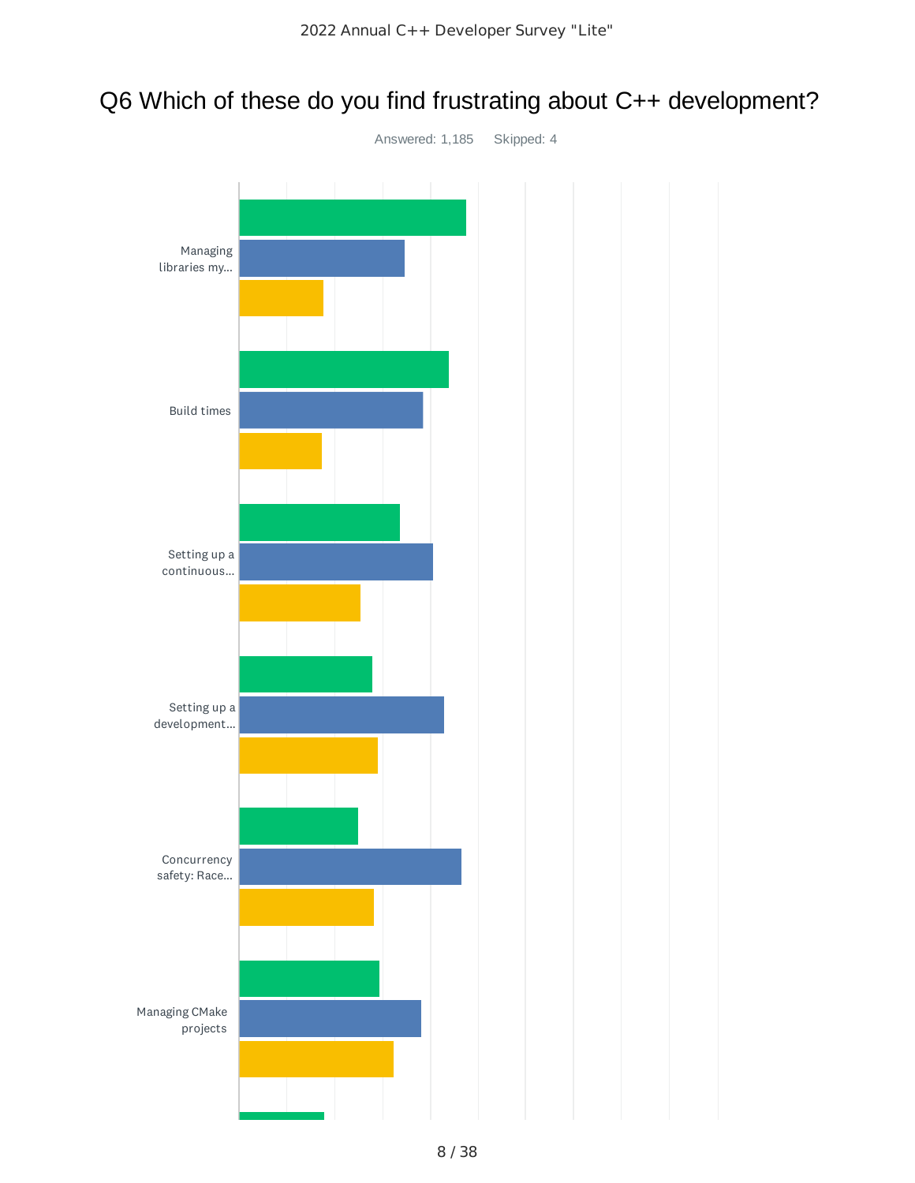# Q6 Which of these do you find frustrating about C++ development?

Answered: 1,185 Skipped: 4

Managing libraries my...

Build times

Setting up a continuous...

Setting up a development...

Concurrency safety: Race...

Managing CMake projects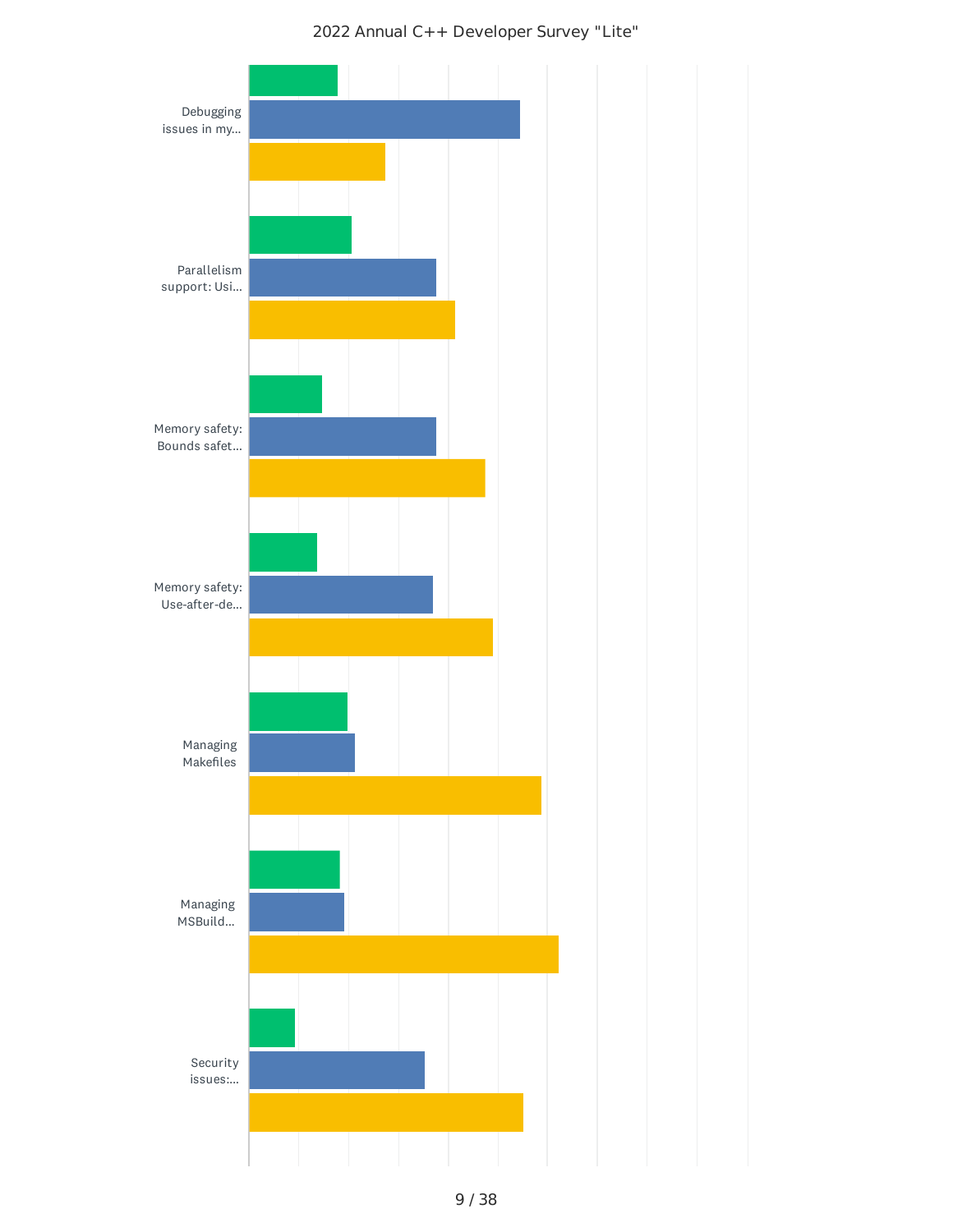2022 Annual C++ Developer Survey "Lite"

Debugging issues in my...

Parallelism support: Usi...

Memory safety: Bounds safet...

Memory safety: Use-after-de...

Managing Makefiles

Managing MSBuild...

Security issues:...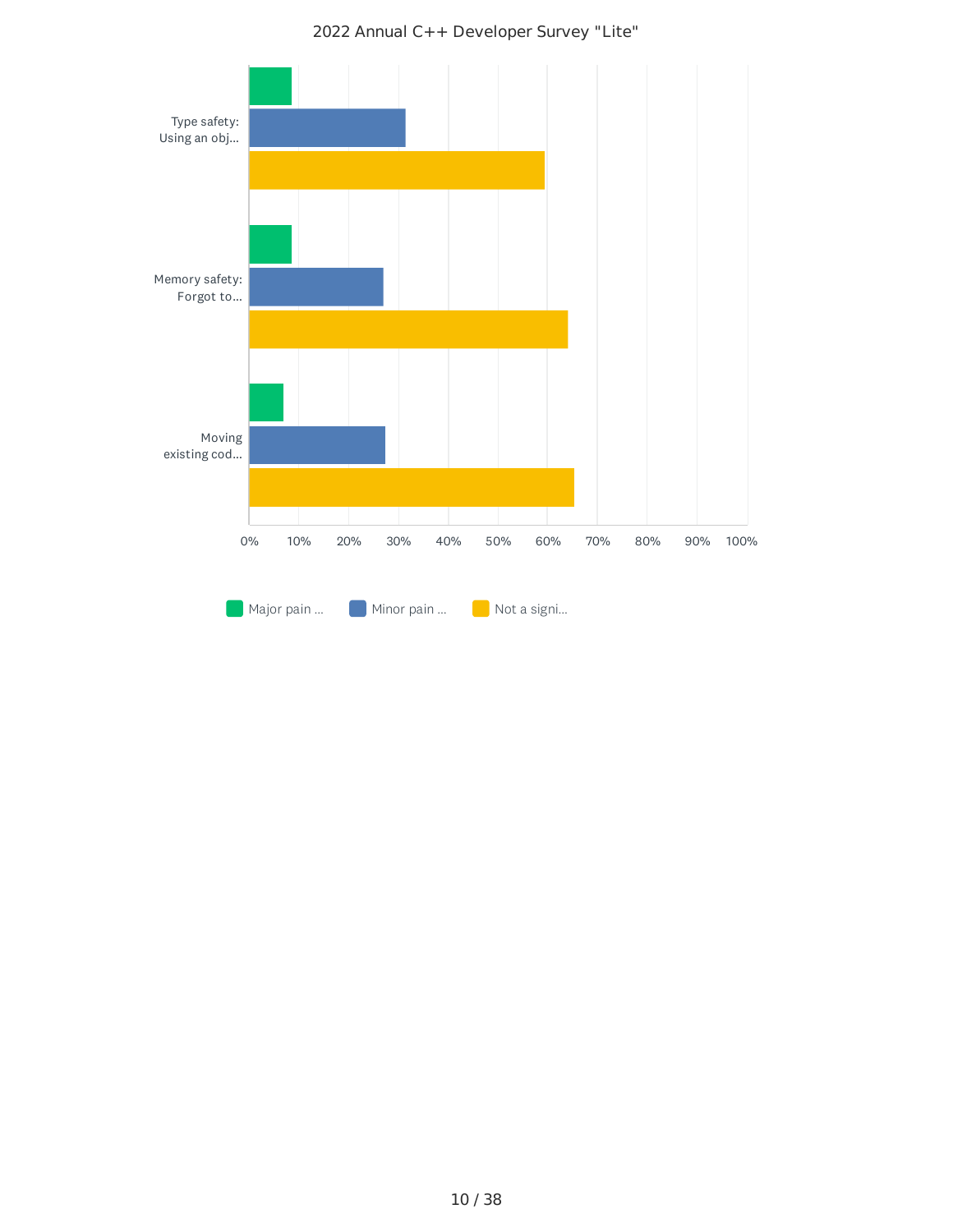2022 Annual C++ Developer Survey "Lite"

| | Major pain ... | Minor pain ... | Not a signi... |
|---|---|---|---|
| Type safety: Using an obj... | | | |
| Memory safety: Forgot to... | | | |
| Moving existing cod... | | | |

0% 10% 20% 30% 40% 50% 60% 70% 80% 90% 100%

Major pain ... Minor pain ... Not a signi...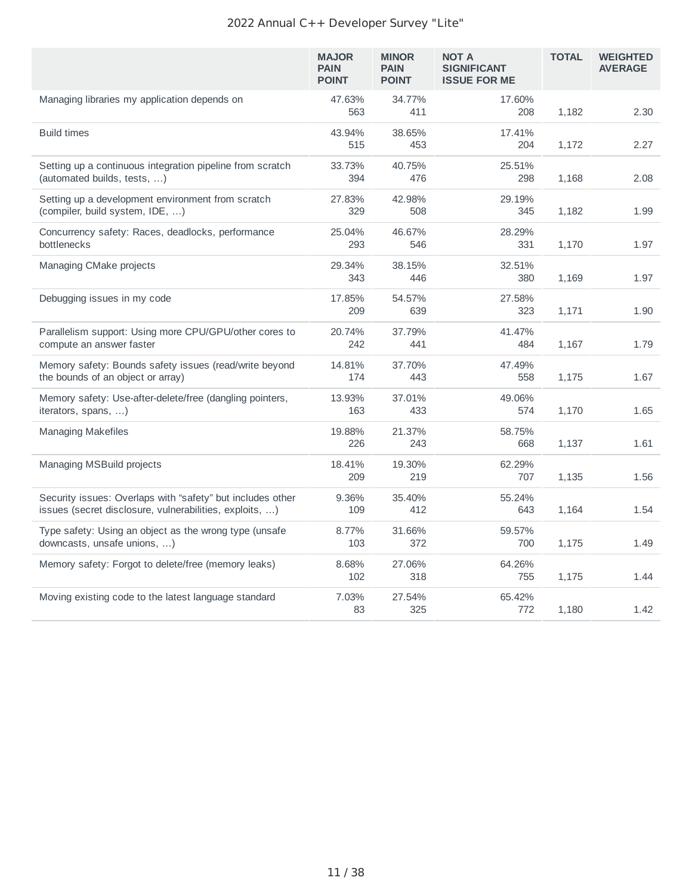2022 Annual C++ Developer Survey "Lite"

| | MAJOR PAIN POINT | MINOR PAIN POINT | NOT A SIGNIFICANT ISSUE FOR ME | TOTAL | WEIGHTED AVERAGE |
|---|---|---|---|---|---|
| Managing libraries my application depends on | 47.63% 563 | 34.77% 411 | 17.60% 208 | 1,182 | 2.30 |
| Build times | 43.94% 515 | 38.65% 453 | 17.41% 204 | 1,172 | 2.27 |
| Setting up a continuous integration pipeline from scratch (automated builds, tests, …) | 33.73% 394 | 40.75% 476 | 25.51% 298 | 1,168 | 2.08 |
| Setting up a development environment from scratch (compiler, build system, IDE, …) | 27.83% 329 | 42.98% 508 | 29.19% 345 | 1,182 | 1.99 |
| Concurrency safety: Races, deadlocks, performance bottlenecks | 25.04% 293 | 46.67% 546 | 28.29% 331 | 1,170 | 1.97 |
| Managing CMake projects | 29.34% 343 | 38.15% 446 | 32.51% 380 | 1,169 | 1.97 |
| Debugging issues in my code | 17.85% 209 | 54.57% 639 | 27.58% 323 | 1,171 | 1.90 |
| Parallelism support: Using more CPU/GPU/other cores to compute an answer faster | 20.74% 242 | 37.79% 441 | 41.47% 484 | 1,167 | 1.79 |
| Memory safety: Bounds safety issues (read/write beyond the bounds of an object or array) | 14.81% 174 | 37.70% 443 | 47.49% 558 | 1,175 | 1.67 |
| Memory safety: Use-after-delete/free (dangling pointers, iterators, spans, …) | 13.93% 163 | 37.01% 433 | 49.06% 574 | 1,170 | 1.65 |
| Managing Makefiles | 19.88% 226 | 21.37% 243 | 58.75% 668 | 1,137 | 1.61 |
| Managing MSBuild projects | 18.41% 209 | 19.30% 219 | 62.29% 707 | 1,135 | 1.56 |
| Security issues: Overlaps with “safety” but includes other issues (secret disclosure, vulnerabilities, exploits, …) | 9.36% 109 | 35.40% 412 | 55.24% 643 | 1,164 | 1.54 |
| Type safety: Using an object as the wrong type (unsafe downcasts, unsafe unions, …) | 8.77% 103 | 31.66% 372 | 59.57% 700 | 1,175 | 1.49 |
| Memory safety: Forgot to delete/free (memory leaks) | 8.68% 102 | 27.06% 318 | 64.26% 755 | 1,175 | 1.44 |
| Moving existing code to the latest language standard | 7.03% 83 | 27.54% 325 | 65.42% 772 | 1,180 | 1.42 |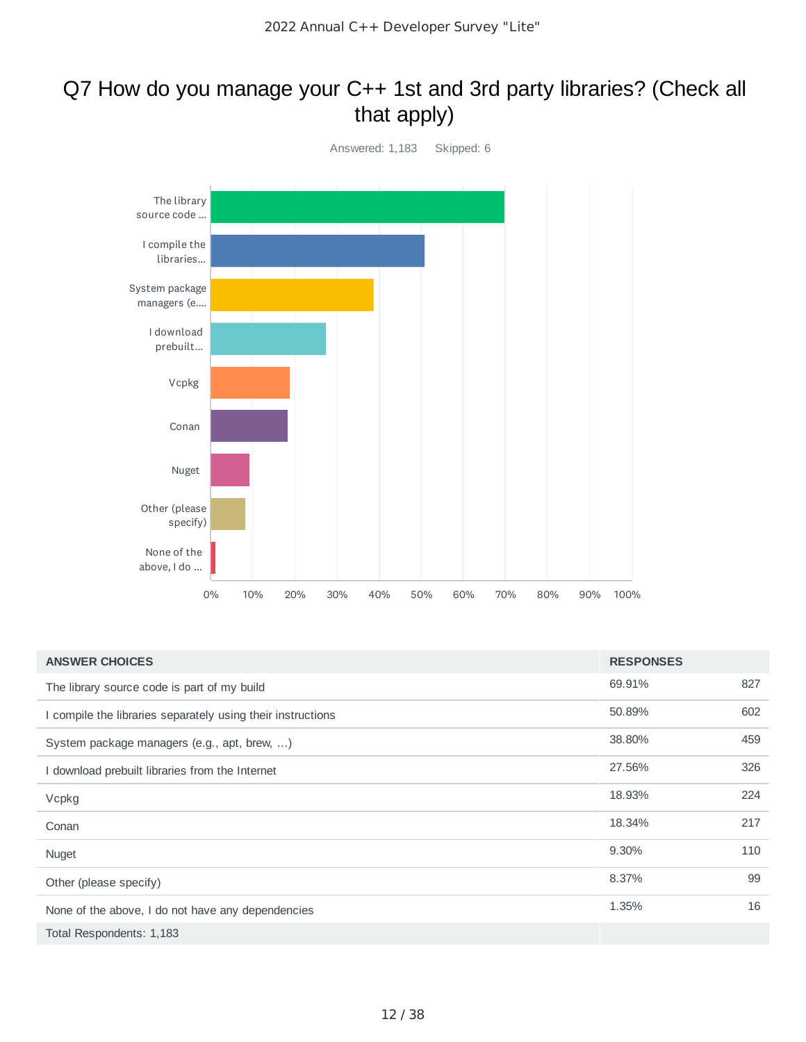# Q7 How do you manage your C++ 1st and 3rd party libraries? (Check all that apply)

Answered: 1,183    Skipped: 6

| ANSWER CHOICES | RESPONSES | |
|---|---|---|
| The library source code is part of my build | 69.91% | 827 |
| I compile the libraries separately using their instructions | 50.89% | 602 |
| System package managers (e.g., apt, brew, ...) | 38.80% | 459 |
| I download prebuilt libraries from the Internet | 27.56% | 326 |
| Vcpkg | 18.93% | 224 |
| Conan | 18.34% | 217 |
| Nuget | 9.30% | 110 |
| Other (please specify) | 8.37% | 99 |
| None of the above, I do not have any dependencies | 1.35% | 16 |
| Total Respondents: 1,183 | | |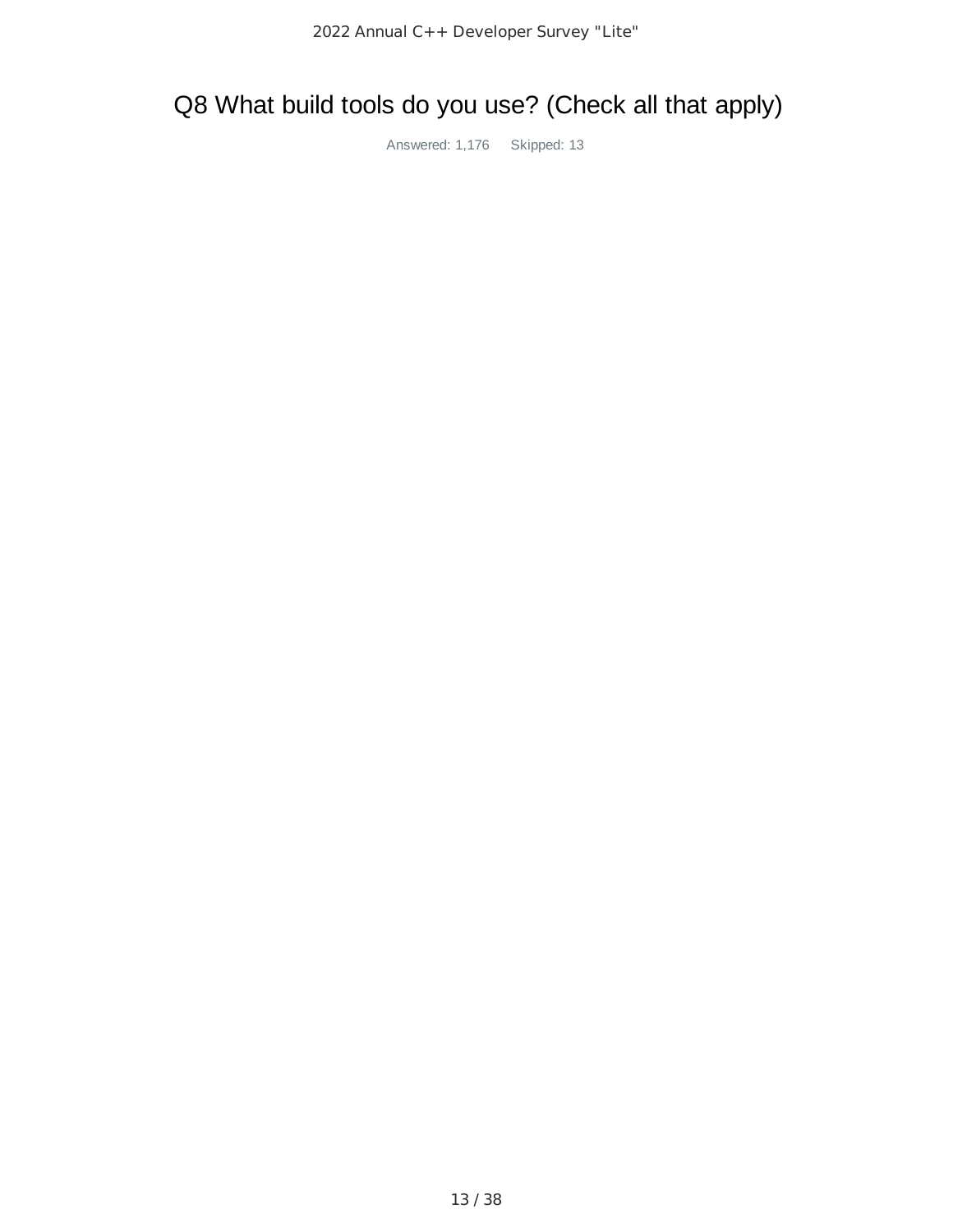# Q8 What build tools do you use? (Check all that apply)

Answered: 1,176 Skipped: 13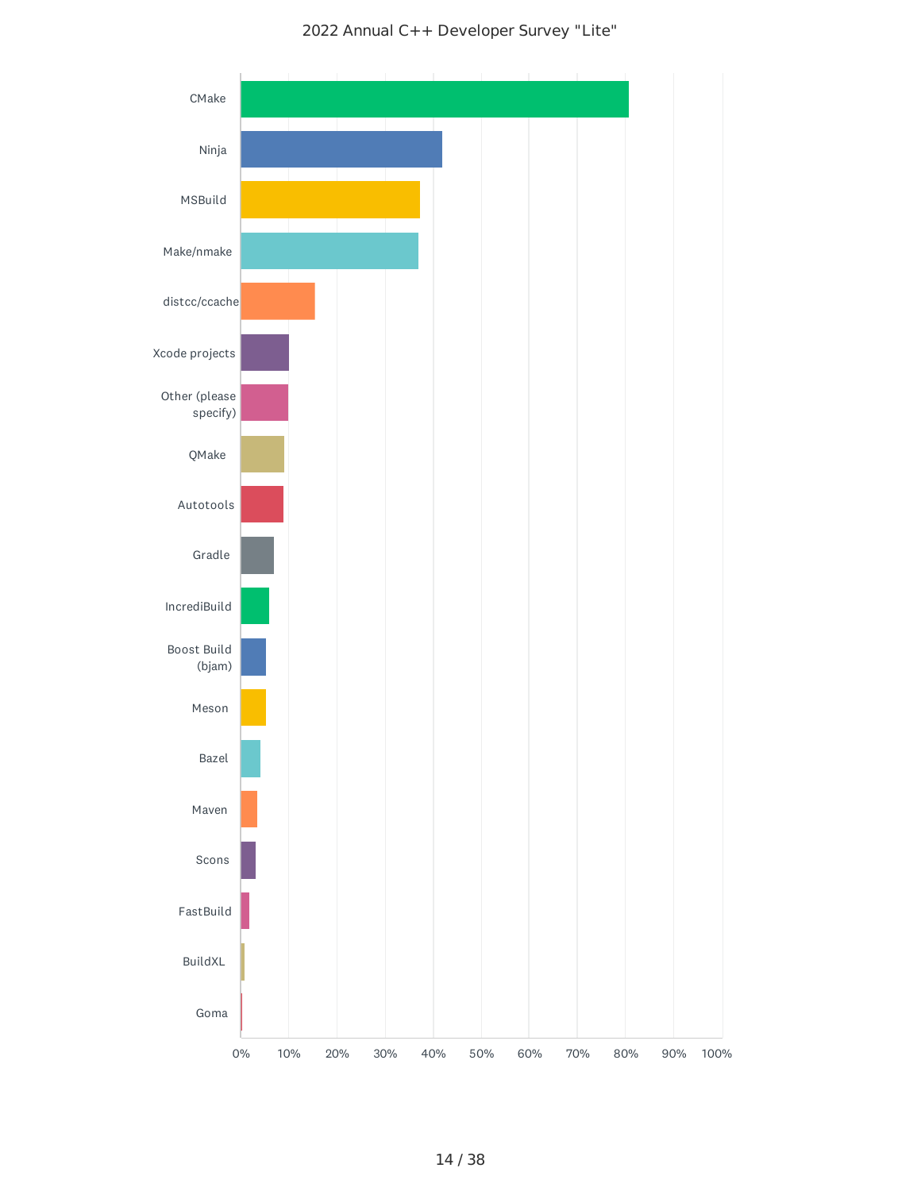# 2022 Annual C++ Developer Survey "Lite"

CMake

Ninja

MSBuild

Make/nmake

distcc/ccache

Xcode projects

Other (please specify)

QMake

Autotools

Gradle

IncrediBuild

Boost Build (bjam)

Meson

Bazel

Maven

Scons

FastBuild

BuildXL

Goma

0% 10% 20% 30% 40% 50% 60% 70% 80% 90% 100%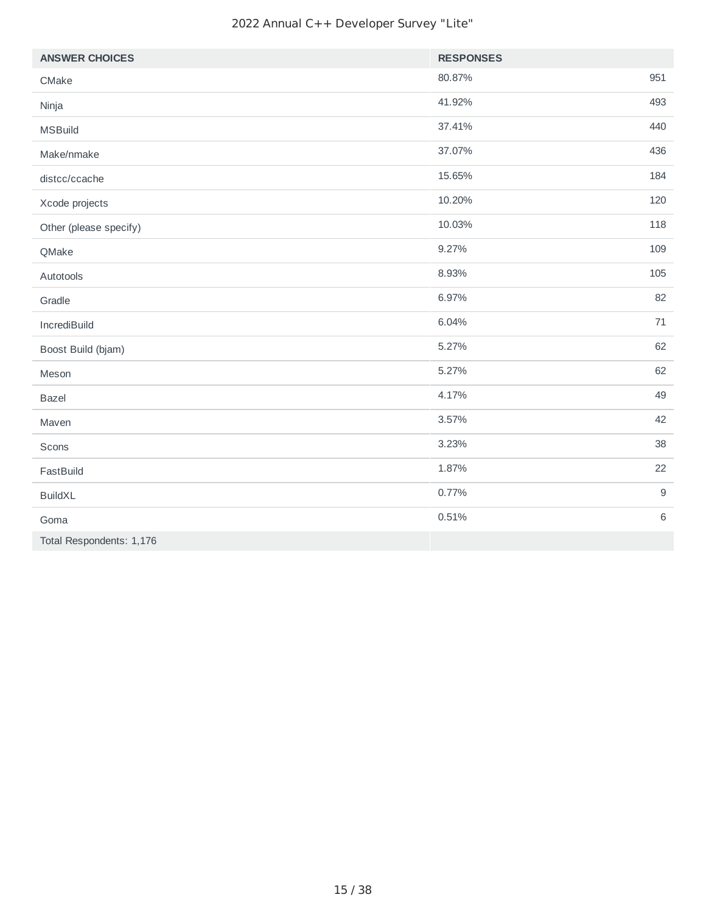| ANSWER CHOICES | RESPONSES | |
|---|---|---|
| CMake | 80.87% | 951 |
| Ninja | 41.92% | 493 |
| MSBuild | 37.41% | 440 |
| Make/nmake | 37.07% | 436 |
| distcc/ccache | 15.65% | 184 |
| Xcode projects | 10.20% | 120 |
| Other (please specify) | 10.03% | 118 |
| QMake | 9.27% | 109 |
| Autotools | 8.93% | 105 |
| Gradle | 6.97% | 82 |
| IncrediBuild | 6.04% | 71 |
| Boost Build (bjam) | 5.27% | 62 |
| Meson | 5.27% | 62 |
| Bazel | 4.17% | 49 |
| Maven | 3.57% | 42 |
| Scons | 3.23% | 38 |
| FastBuild | 1.87% | 22 |
| BuildXL | 0.77% | 9 |
| Goma | 0.51% | 6 |
| Total Respondents: 1,176 | | |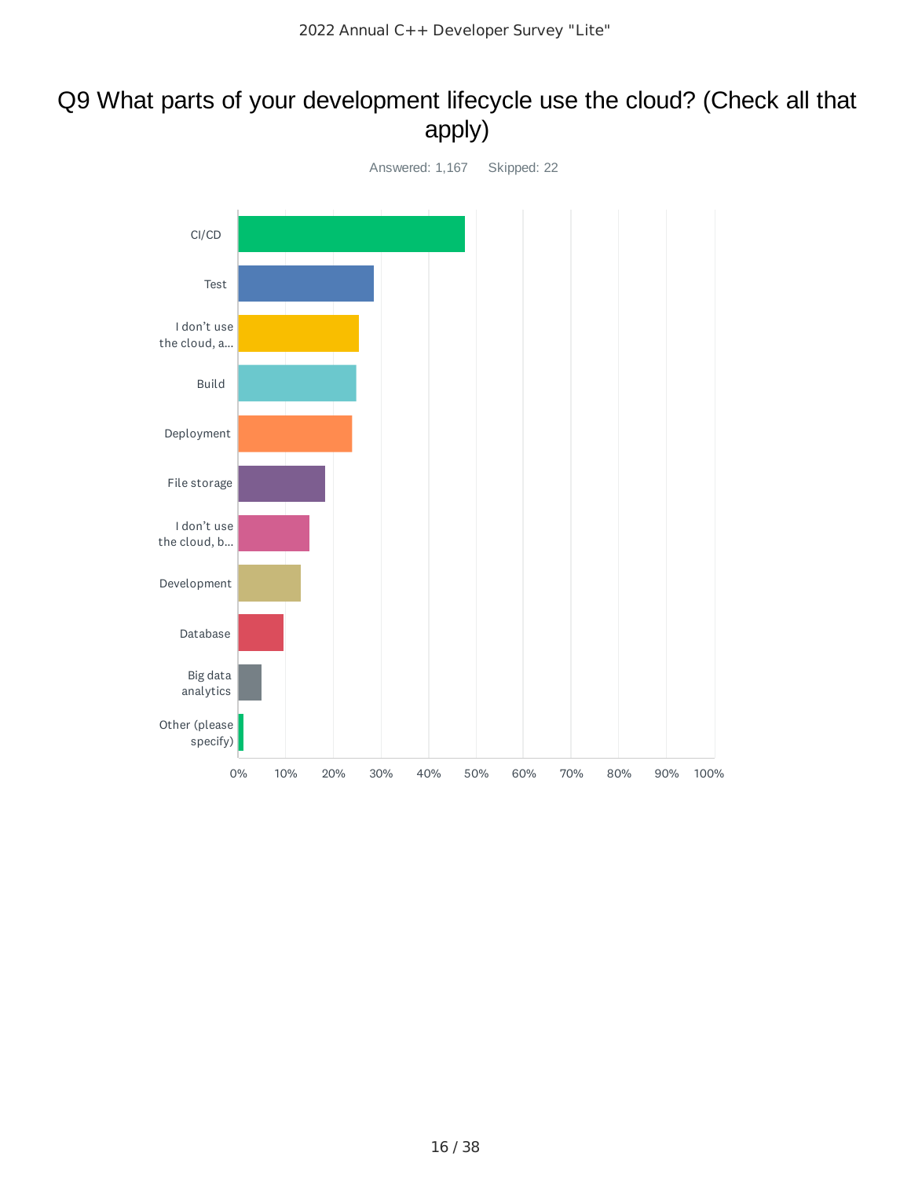# Q9 What parts of your development lifecycle use the cloud? (Check all that apply)

Answered: 1,167 Skipped: 22

| Answer Choice |
| --- |
| CI/CD |
| Test |
| I don't use the cloud, a... |
| Build |
| Deployment |
| File storage |
| I don't use the cloud, b... |
| Development |
| Database |
| Big data analytics |
| Other (please specify) |

0% 10% 20% 30% 40% 50% 60% 70% 80% 90% 100%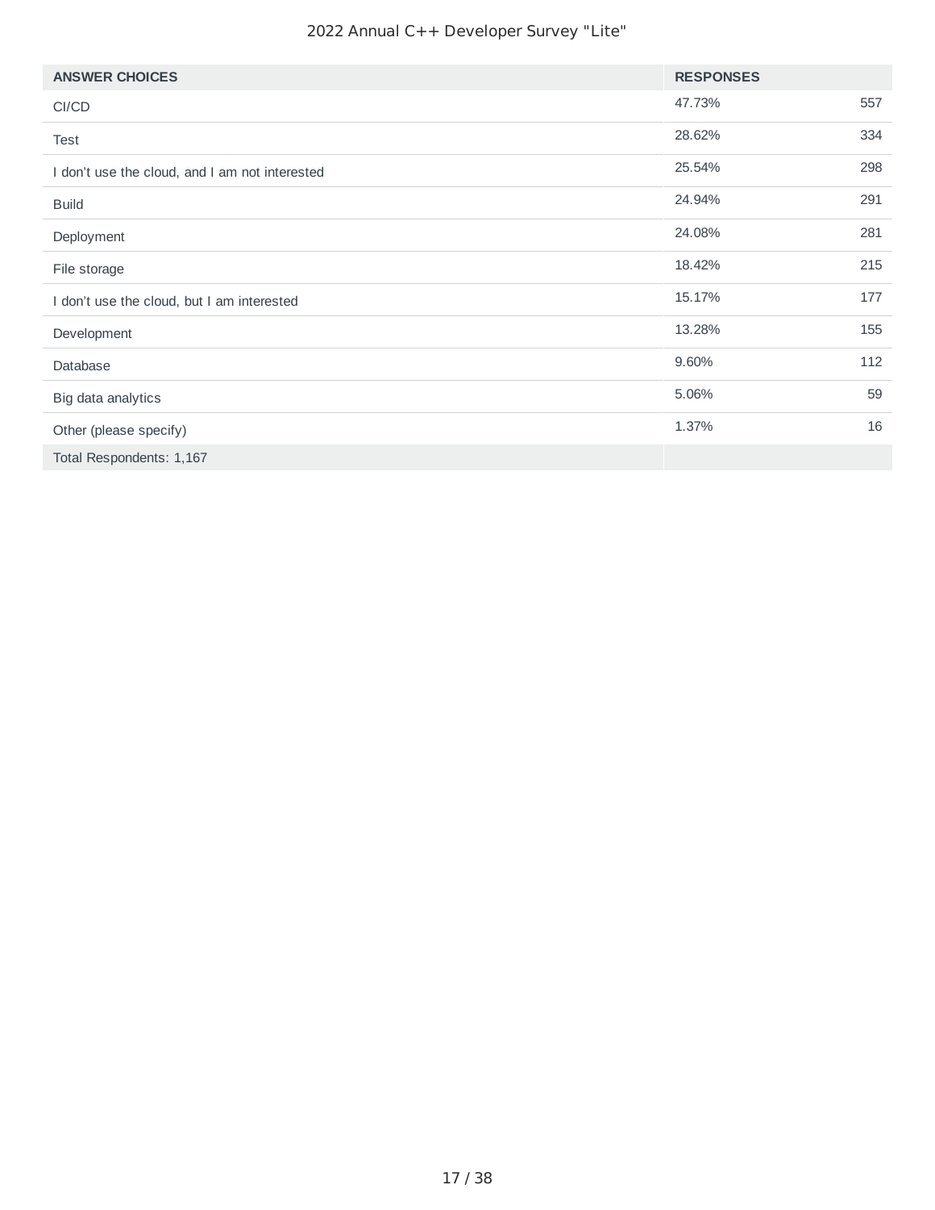| ANSWER CHOICES | RESPONSES | |
|---|---|---|
| CI/CD | 47.73% | 557 |
| Test | 28.62% | 334 |
| I don't use the cloud, and I am not interested | 25.54% | 298 |
| Build | 24.94% | 291 |
| Deployment | 24.08% | 281 |
| File storage | 18.42% | 215 |
| I don't use the cloud, but I am interested | 15.17% | 177 |
| Development | 13.28% | 155 |
| Database | 9.60% | 112 |
| Big data analytics | 5.06% | 59 |
| Other (please specify) | 1.37% | 16 |
| Total Respondents: 1,167 | | |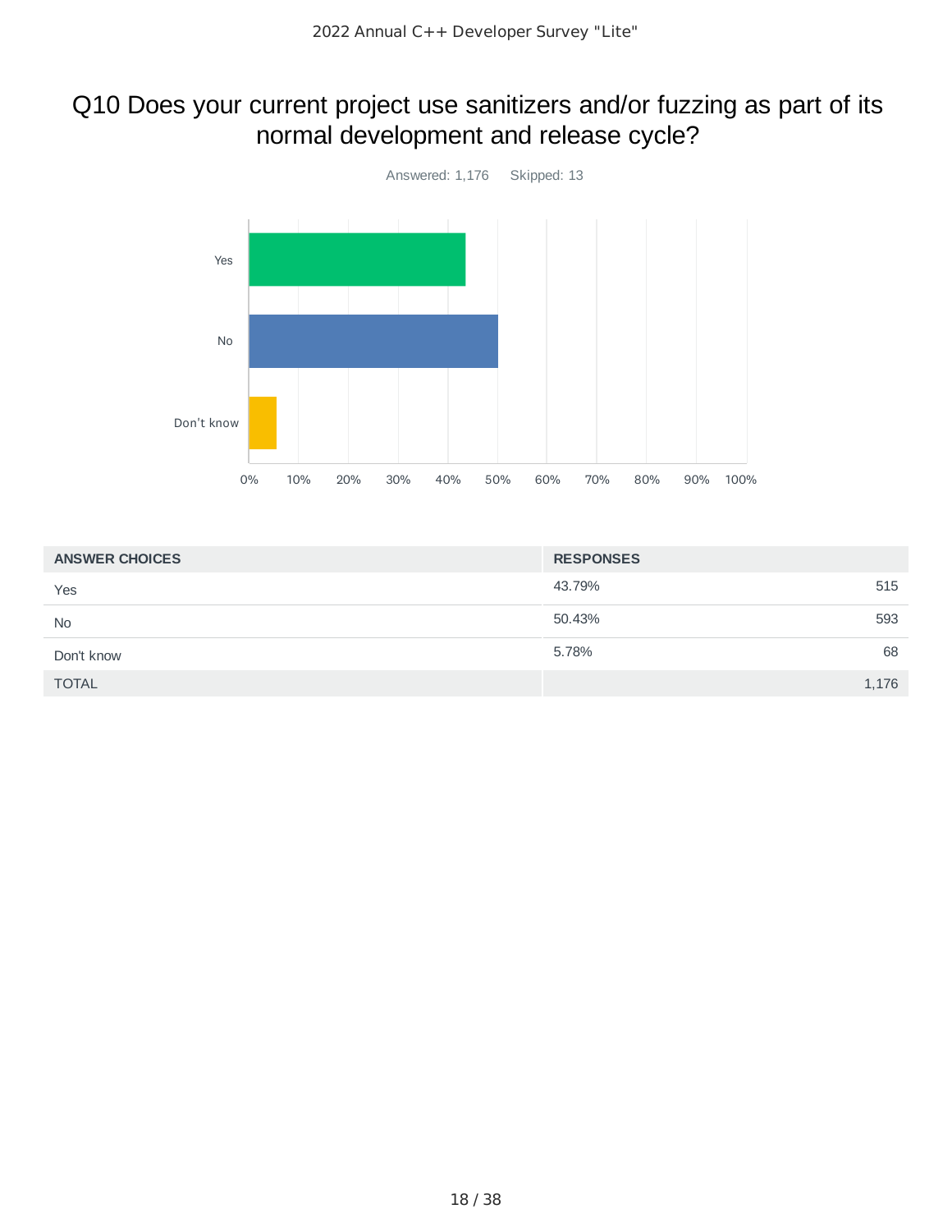# Q10 Does your current project use sanitizers and/or fuzzing as part of its normal development and release cycle?

Answered: 1,176 Skipped: 13

| ANSWER CHOICES | RESPONSES | |
|---|---|---|
| Yes | 43.79% | 515 |
| No | 50.43% | 593 |
| Don't know | 5.78% | 68 |
| TOTAL | | 1,176 |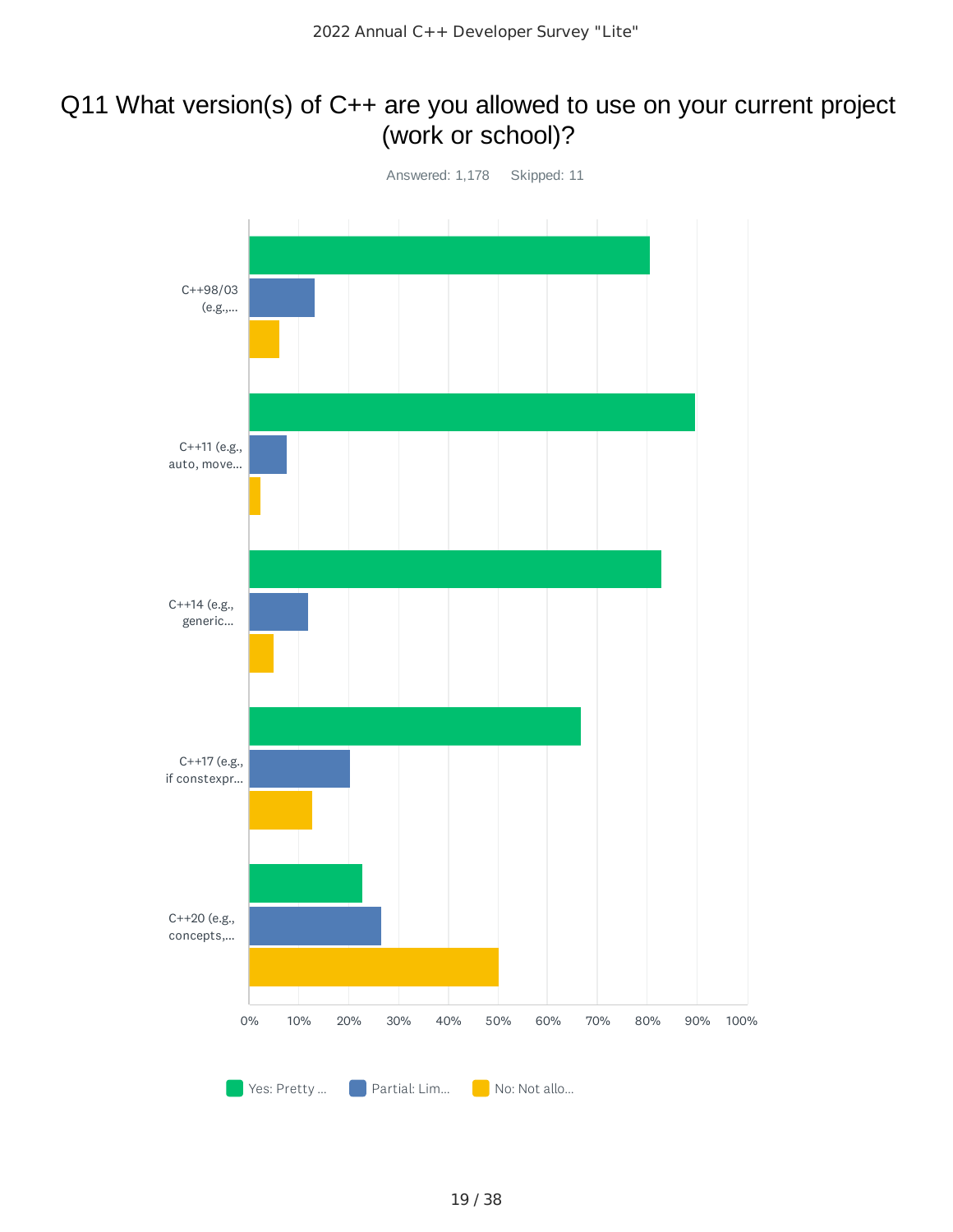# Q11 What version(s) of C++ are you allowed to use on your current project (work or school)?

Answered: 1,178 Skipped: 11

C++98/03 (e.g.,...

C++11 (e.g., auto, move...

C++14 (e.g., generic...

C++17 (e.g., if constexpr...

C++20 (e.g., concepts,...

0% 10% 20% 30% 40% 50% 60% 70% 80% 90% 100%

Yes: Pretty ... Partial: Lim... No: Not allo...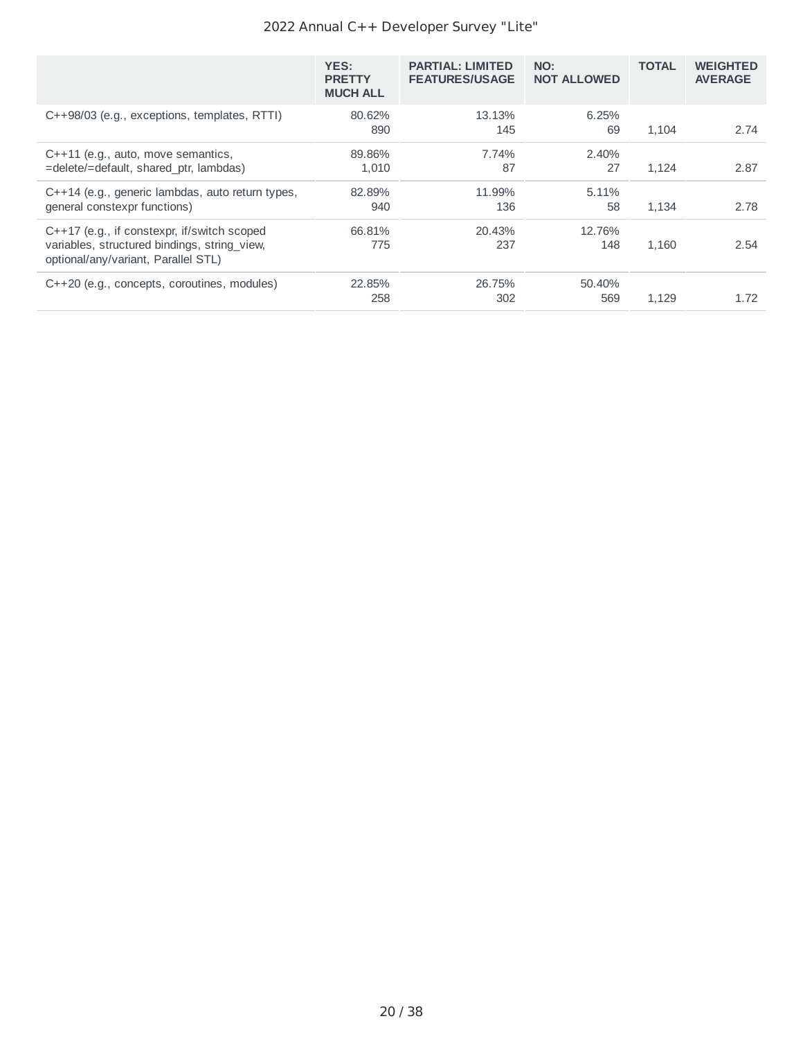|  | YES: PRETTY MUCH ALL | PARTIAL: LIMITED FEATURES/USAGE | NO: NOT ALLOWED | TOTAL | WEIGHTED AVERAGE |
|---|---|---|---|---|---|
| C++98/03 (e.g., exceptions, templates, RTTI) | 80.62% 890 | 13.13% 145 | 6.25% 69 | 1,104 | 2.74 |
| C++11 (e.g., auto, move semantics, =delete/=default, shared_ptr, lambdas) | 89.86% 1,010 | 7.74% 87 | 2.40% 27 | 1,124 | 2.87 |
| C++14 (e.g., generic lambdas, auto return types, general constexpr functions) | 82.89% 940 | 11.99% 136 | 5.11% 58 | 1,134 | 2.78 |
| C++17 (e.g., if constexpr, if/switch scoped variables, structured bindings, string_view, optional/any/variant, Parallel STL) | 66.81% 775 | 20.43% 237 | 12.76% 148 | 1,160 | 2.54 |
| C++20 (e.g., concepts, coroutines, modules) | 22.85% 258 | 26.75% 302 | 50.40% 569 | 1,129 | 1.72 |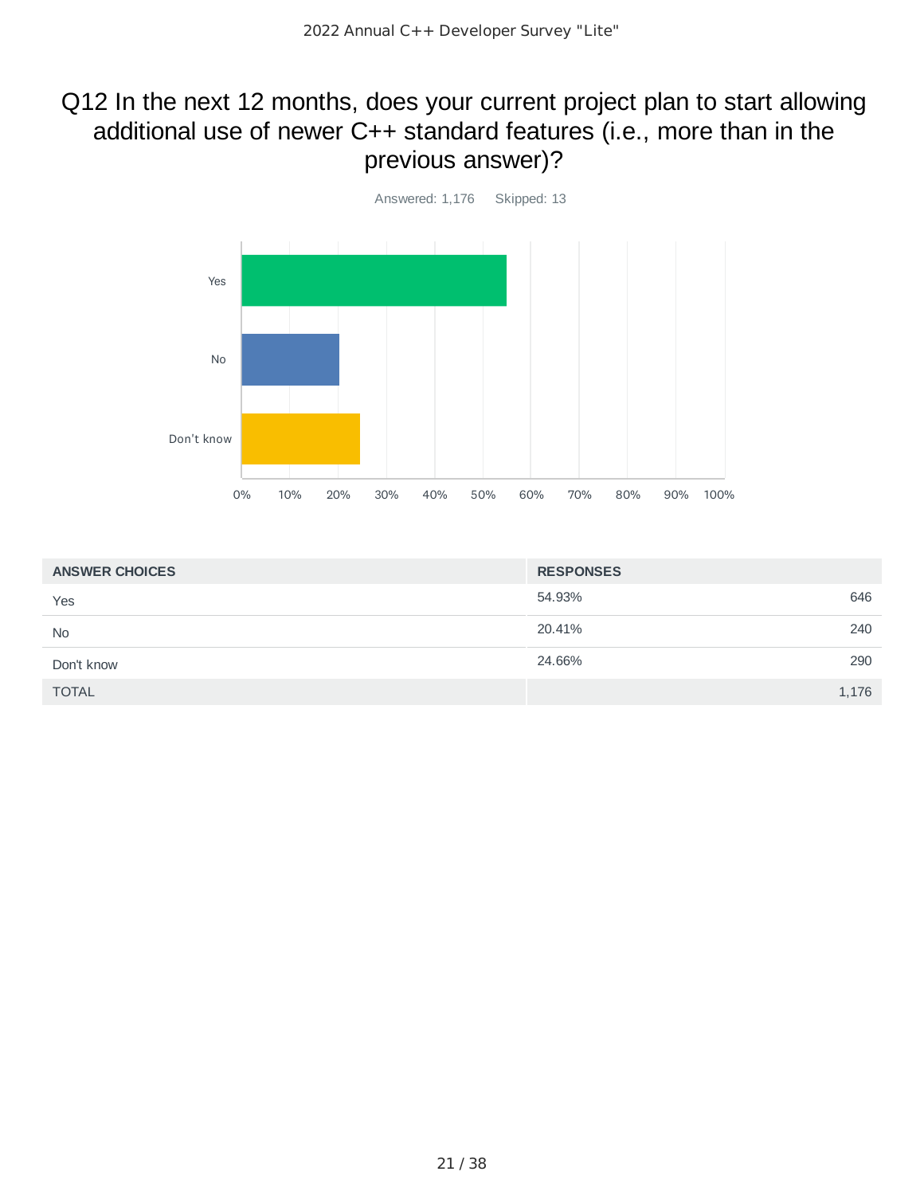# Q12 In the next 12 months, does your current project plan to start allowing additional use of newer C++ standard features (i.e., more than in the previous answer)?

Answered: 1,176 Skipped: 13

| ANSWER CHOICES | RESPONSES | |
|---|---|---|
| Yes | 54.93% | 646 |
| No | 20.41% | 240 |
| Don't know | 24.66% | 290 |
| TOTAL | | 1,176 |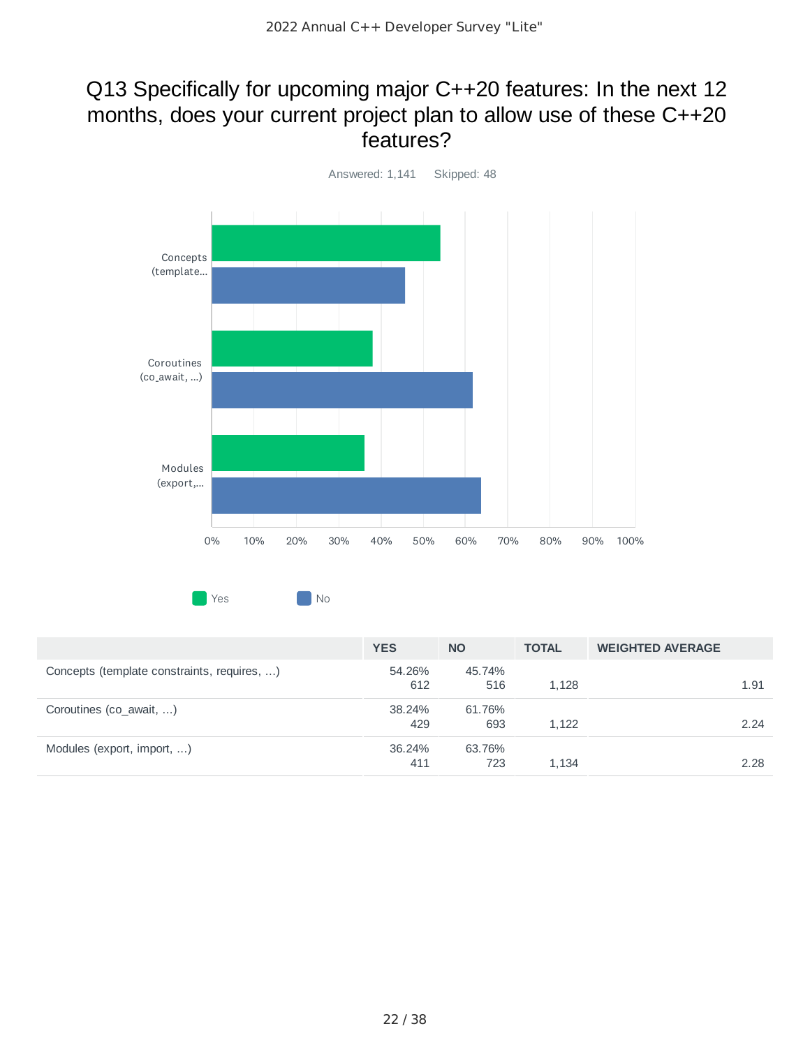# Q13 Specifically for upcoming major C++20 features: In the next 12 months, does your current project plan to allow use of these C++20 features?

Answered: 1,141 Skipped: 48

Yes No

| | YES | NO | TOTAL | WEIGHTED AVERAGE |
|---|---|---|---|---|
| Concepts (template constraints, requires, …) | 54.26% 612 | 45.74% 516 | 1,128 | 1.91 |
| Coroutines (co_await, …) | 38.24% 429 | 61.76% 693 | 1,122 | 2.24 |
| Modules (export, import, …) | 36.24% 411 | 63.76% 723 | 1,134 | 2.28 |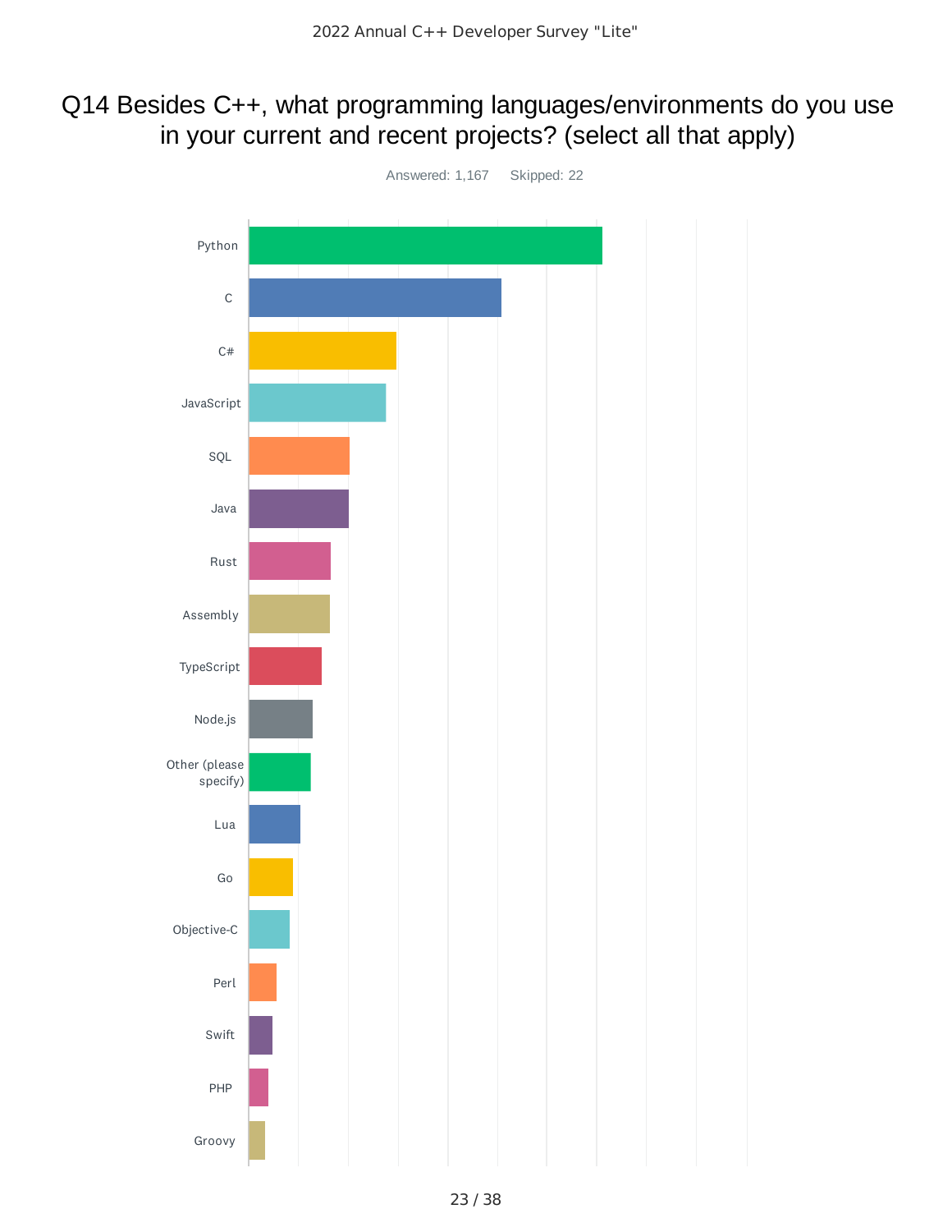# Q14 Besides C++, what programming languages/environments do you use in your current and recent projects? (select all that apply)

Answered: 1,167 Skipped: 22

- Python
- C
- C#
- JavaScript
- SQL
- Java
- Rust
- Assembly
- TypeScript
- Node.js
- Other (please specify)
- Lua
- Go
- Objective-C
- Perl
- Swift
- PHP
- Groovy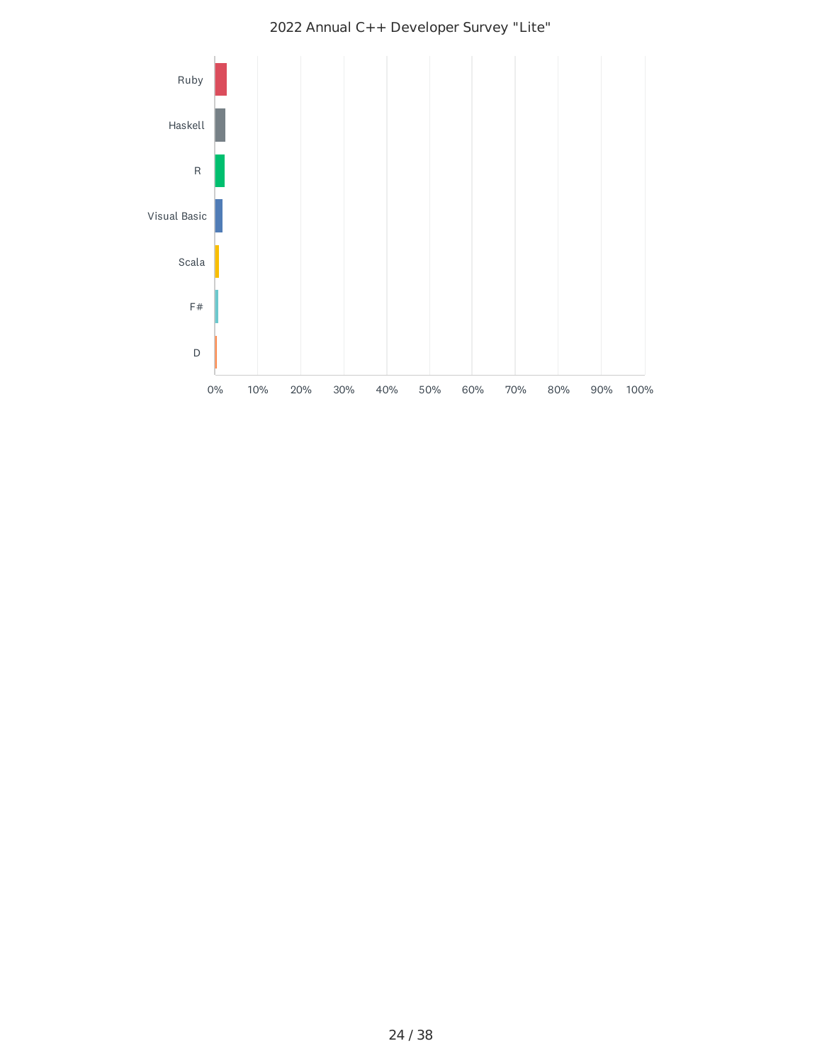2022 Annual C++ Developer Survey "Lite"

| Language |
| --- |
| Ruby |
| Haskell |
| R |
| Visual Basic |
| Scala |
| F# |
| D |

0% 10% 20% 30% 40% 50% 60% 70% 80% 90% 100%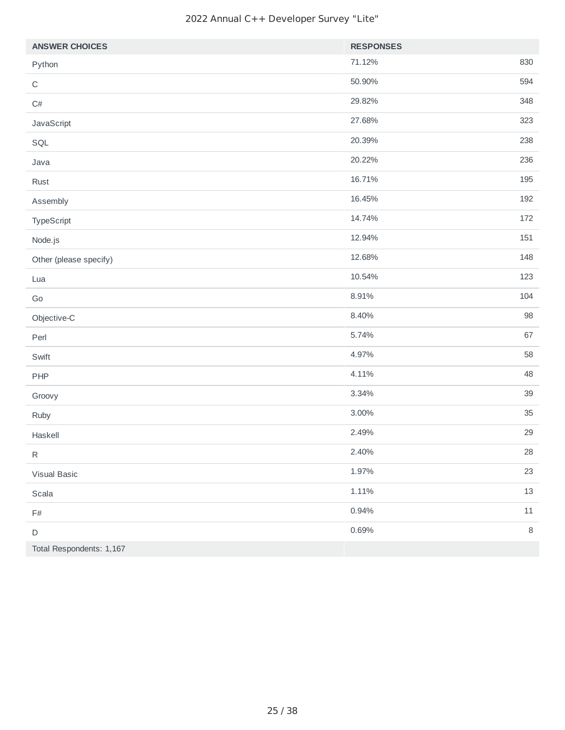| ANSWER CHOICES | RESPONSES | |
|---|---|---|
| Python | 71.12% | 830 |
| C | 50.90% | 594 |
| C# | 29.82% | 348 |
| JavaScript | 27.68% | 323 |
| SQL | 20.39% | 238 |
| Java | 20.22% | 236 |
| Rust | 16.71% | 195 |
| Assembly | 16.45% | 192 |
| TypeScript | 14.74% | 172 |
| Node.js | 12.94% | 151 |
| Other (please specify) | 12.68% | 148 |
| Lua | 10.54% | 123 |
| Go | 8.91% | 104 |
| Objective-C | 8.40% | 98 |
| Perl | 5.74% | 67 |
| Swift | 4.97% | 58 |
| PHP | 4.11% | 48 |
| Groovy | 3.34% | 39 |
| Ruby | 3.00% | 35 |
| Haskell | 2.49% | 29 |
| R | 2.40% | 28 |
| Visual Basic | 1.97% | 23 |
| Scala | 1.11% | 13 |
| F# | 0.94% | 11 |
| D | 0.69% | 8 |
| Total Respondents: 1,167 | | |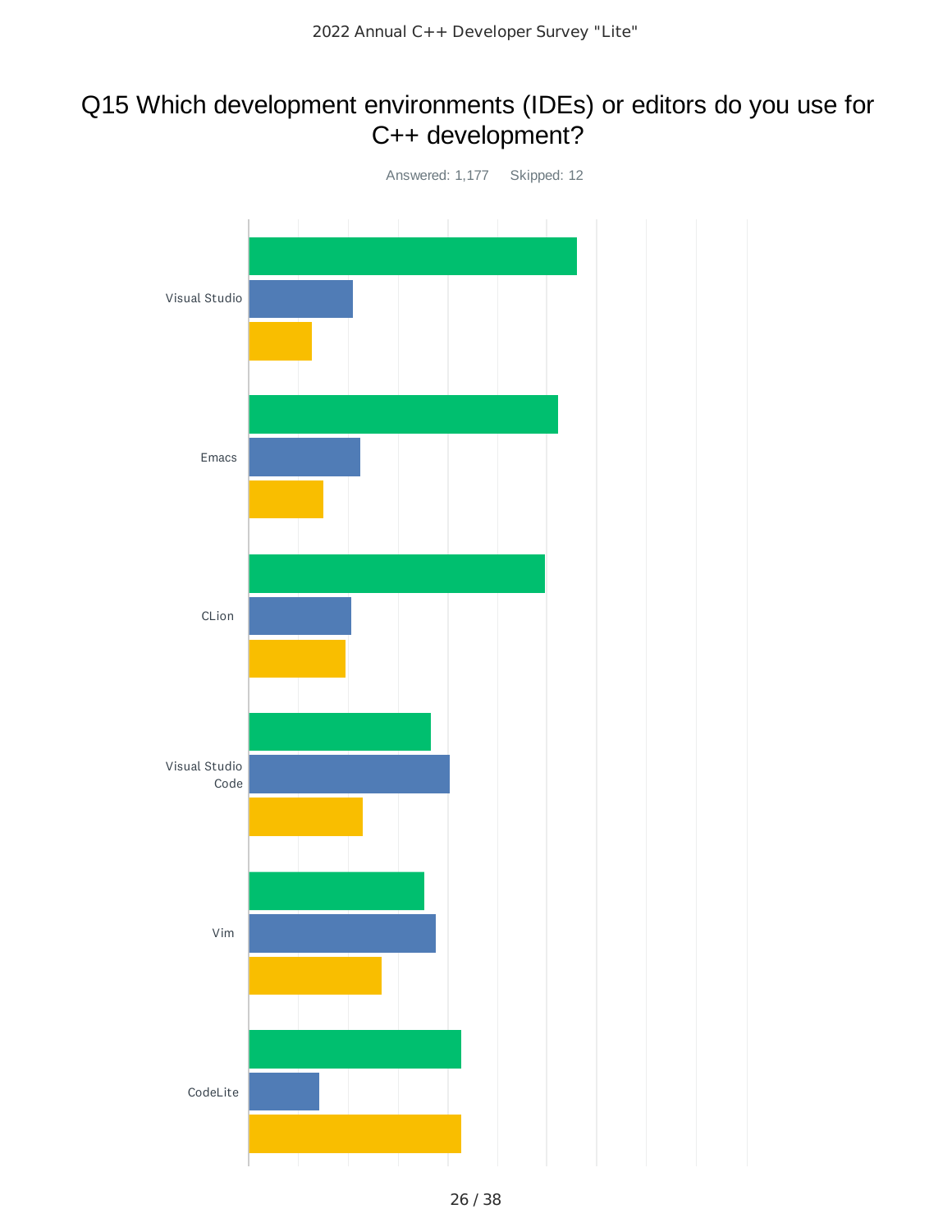# Q15 Which development environments (IDEs) or editors do you use for C++ development?

Answered: 1,177 Skipped: 12

Visual Studio

Emacs

CLion

Visual Studio Code

Vim

CodeLite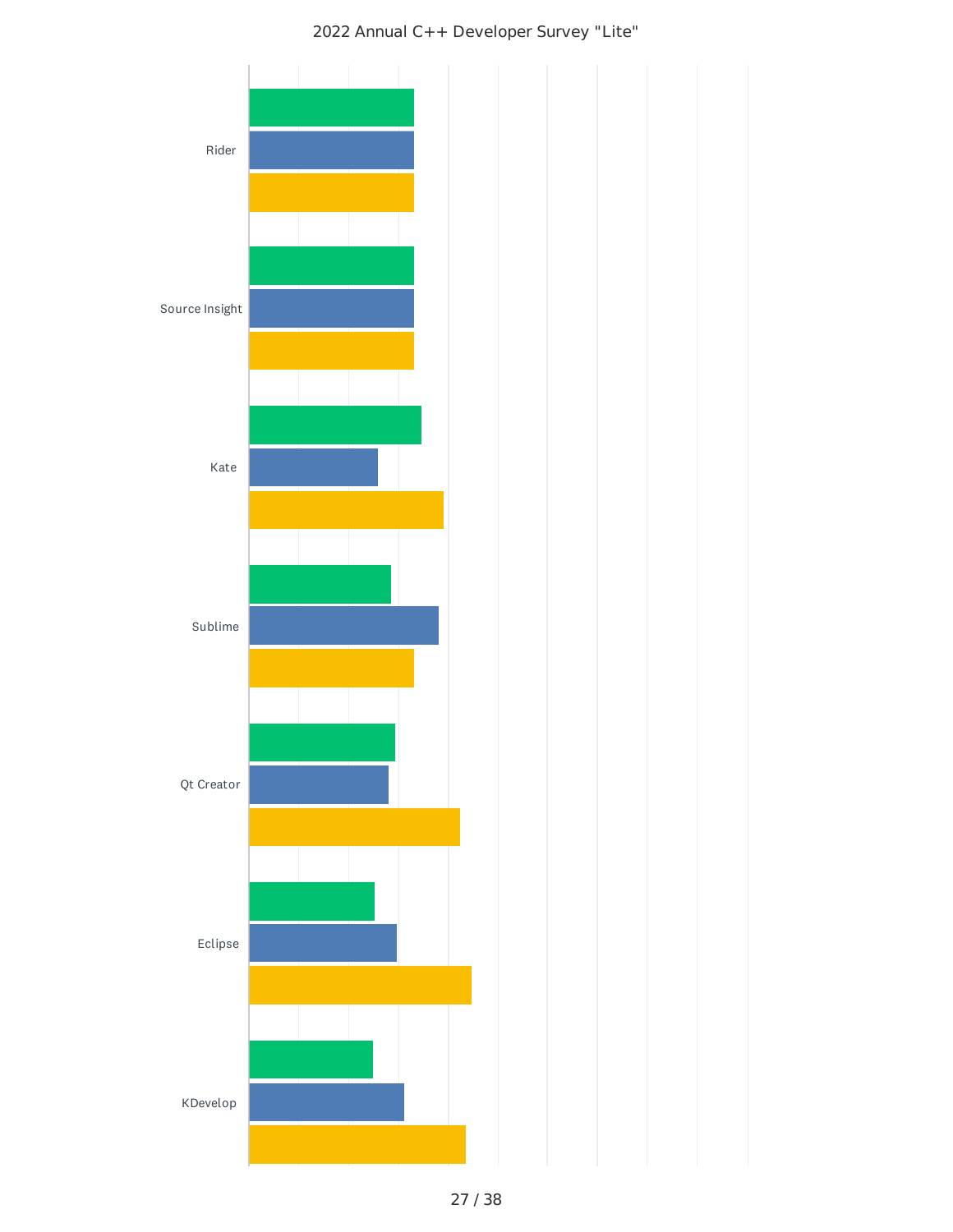2022 Annual C++ Developer Survey "Lite"

Rider

Source Insight

Kate

Sublime

Qt Creator

Eclipse

KDevelop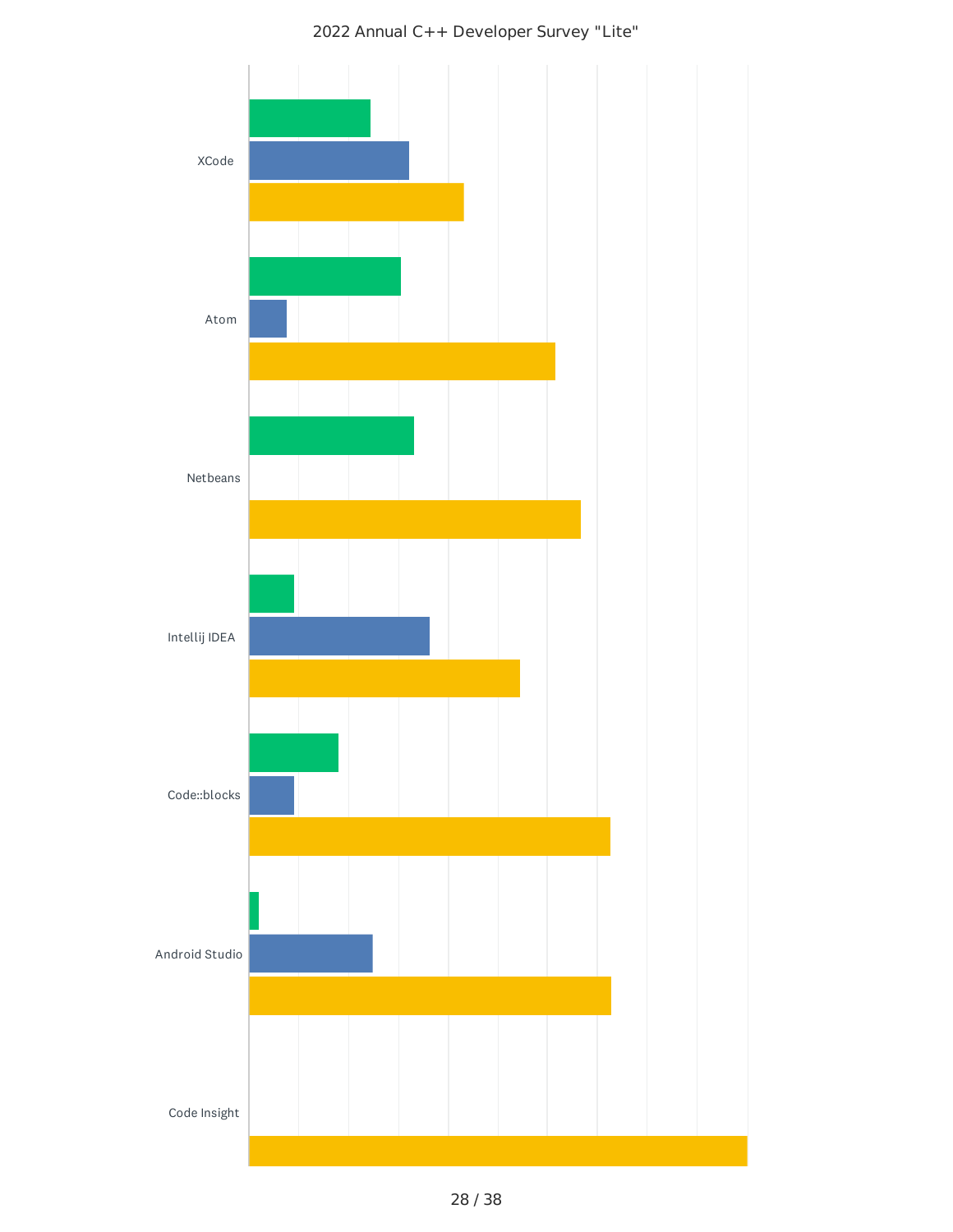2022 Annual C++ Developer Survey "Lite"

XCode

Atom

Netbeans

Intellij IDEA

Code::blocks

Android Studio

Code Insight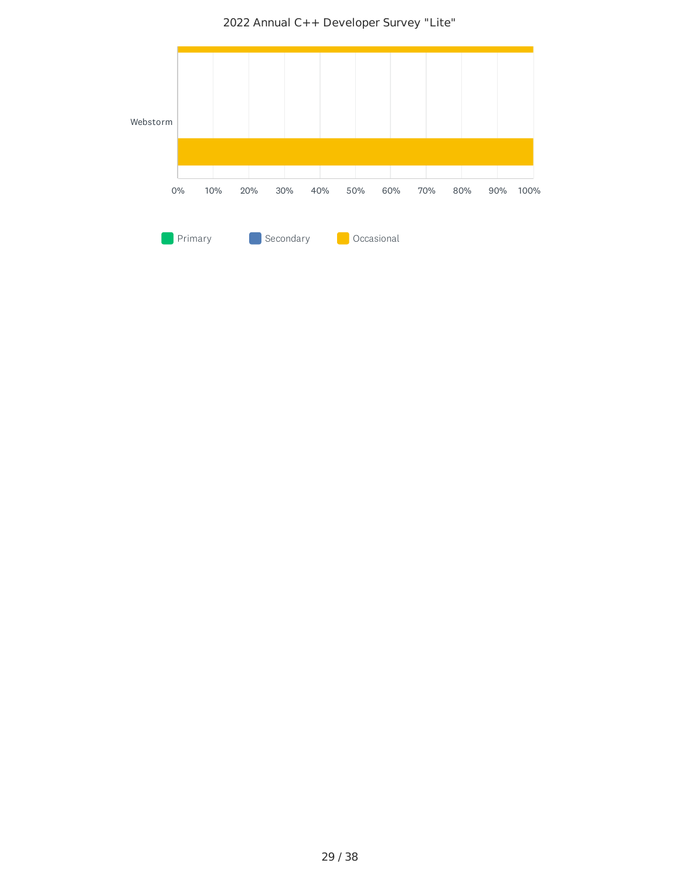2022 Annual C++ Developer Survey "Lite"

Webstorm

0% 10% 20% 30% 40% 50% 60% 70% 80% 90% 100%

Primary Secondary Occasional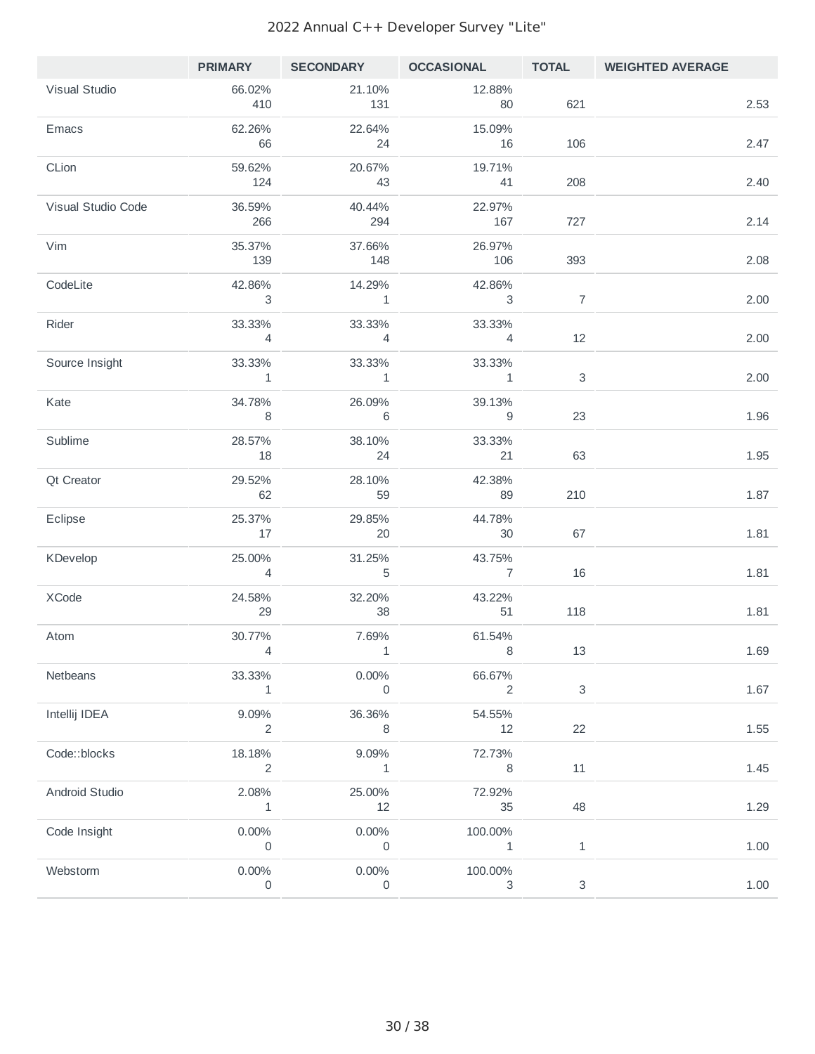|  | PRIMARY | SECONDARY | OCCASIONAL | TOTAL | WEIGHTED AVERAGE |
|---|---|---|---|---|---|
| Visual Studio | 66.02% 410 | 21.10% 131 | 12.88% 80 | 621 | 2.53 |
| Emacs | 62.26% 66 | 22.64% 24 | 15.09% 16 | 106 | 2.47 |
| CLion | 59.62% 124 | 20.67% 43 | 19.71% 41 | 208 | 2.40 |
| Visual Studio Code | 36.59% 266 | 40.44% 294 | 22.97% 167 | 727 | 2.14 |
| Vim | 35.37% 139 | 37.66% 148 | 26.97% 106 | 393 | 2.08 |
| CodeLite | 42.86% 3 | 14.29% 1 | 42.86% 3 | 7 | 2.00 |
| Rider | 33.33% 4 | 33.33% 4 | 33.33% 4 | 12 | 2.00 |
| Source Insight | 33.33% 1 | 33.33% 1 | 33.33% 1 | 3 | 2.00 |
| Kate | 34.78% 8 | 26.09% 6 | 39.13% 9 | 23 | 1.96 |
| Sublime | 28.57% 18 | 38.10% 24 | 33.33% 21 | 63 | 1.95 |
| Qt Creator | 29.52% 62 | 28.10% 59 | 42.38% 89 | 210 | 1.87 |
| Eclipse | 25.37% 17 | 29.85% 20 | 44.78% 30 | 67 | 1.81 |
| KDevelop | 25.00% 4 | 31.25% 5 | 43.75% 7 | 16 | 1.81 |
| XCode | 24.58% 29 | 32.20% 38 | 43.22% 51 | 118 | 1.81 |
| Atom | 30.77% 4 | 7.69% 1 | 61.54% 8 | 13 | 1.69 |
| Netbeans | 33.33% 1 | 0.00% 0 | 66.67% 2 | 3 | 1.67 |
| Intellij IDEA | 9.09% 2 | 36.36% 8 | 54.55% 12 | 22 | 1.55 |
| Code::blocks | 18.18% 2 | 9.09% 1 | 72.73% 8 | 11 | 1.45 |
| Android Studio | 2.08% 1 | 25.00% 12 | 72.92% 35 | 48 | 1.29 |
| Code Insight | 0.00% 0 | 0.00% 0 | 100.00% 1 | 1 | 1.00 |
| Webstorm | 0.00% 0 | 0.00% 0 | 100.00% 3 | 3 | 1.00 |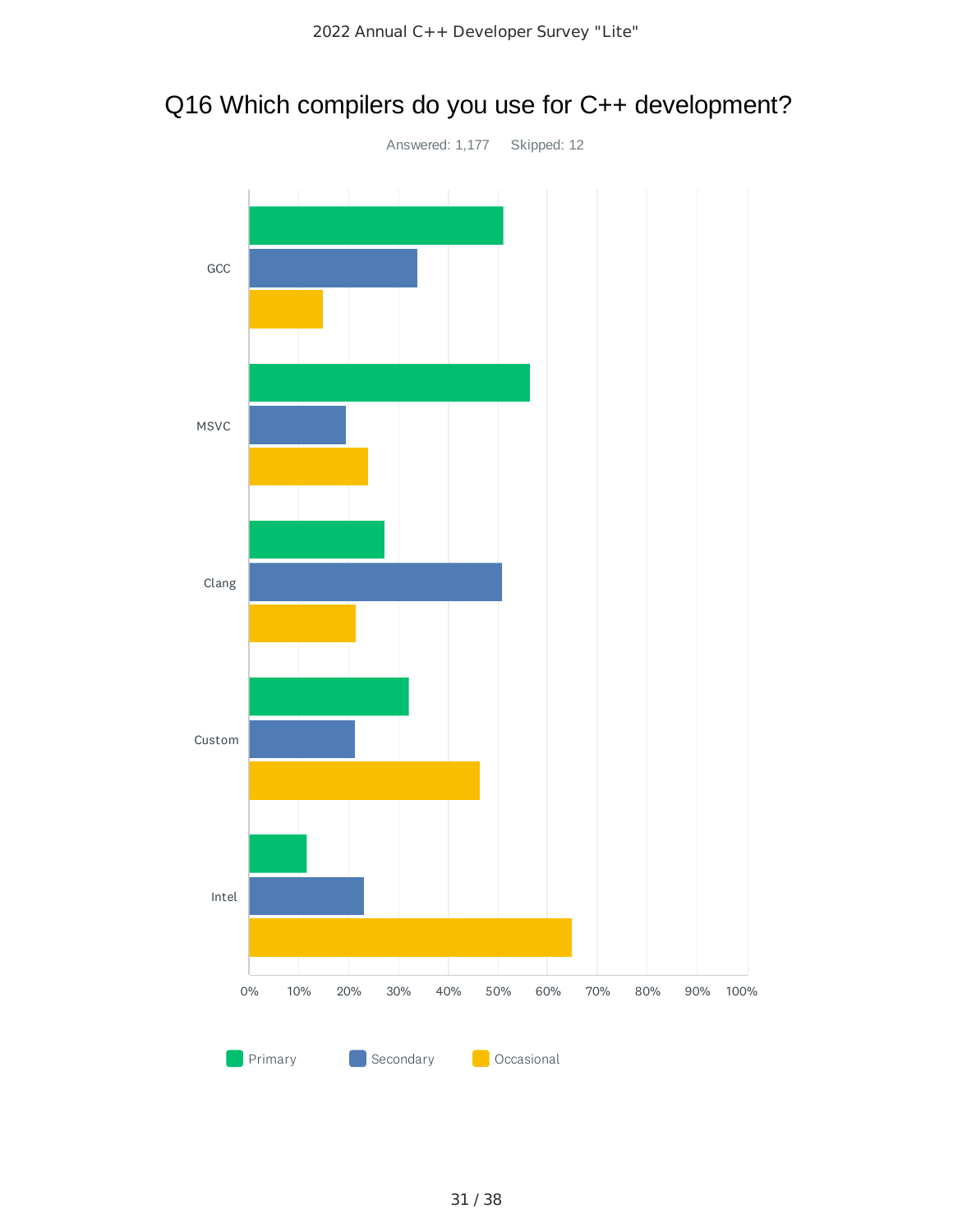# Q16 Which compilers do you use for C++ development?

Answered: 1,177    Skipped: 12

GCC

MSVC

Clang

Custom

Intel

0% 10% 20% 30% 40% 50% 60% 70% 80% 90% 100%

Primary    Secondary    Occasional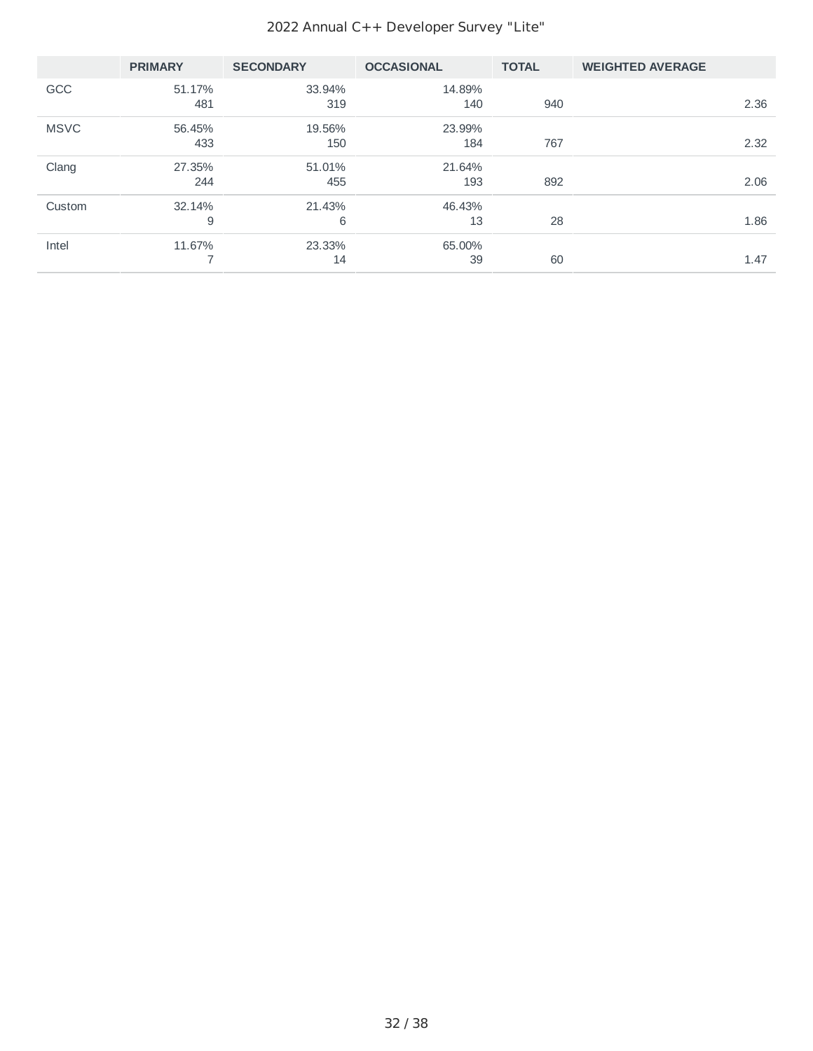| | PRIMARY | SECONDARY | OCCASIONAL | TOTAL | WEIGHTED AVERAGE |
|---|---|---|---|---|---|
| GCC | 51.17%<br>481 | 33.94%<br>319 | 14.89%<br>140 | 940 | 2.36 |
| MSVC | 56.45%<br>433 | 19.56%<br>150 | 23.99%<br>184 | 767 | 2.32 |
| Clang | 27.35%<br>244 | 51.01%<br>455 | 21.64%<br>193 | 892 | 2.06 |
| Custom | 32.14%<br>9 | 21.43%<br>6 | 46.43%<br>13 | 28 | 1.86 |
| Intel | 11.67%<br>7 | 23.33%<br>14 | 65.00%<br>39 | 60 | 1.47 |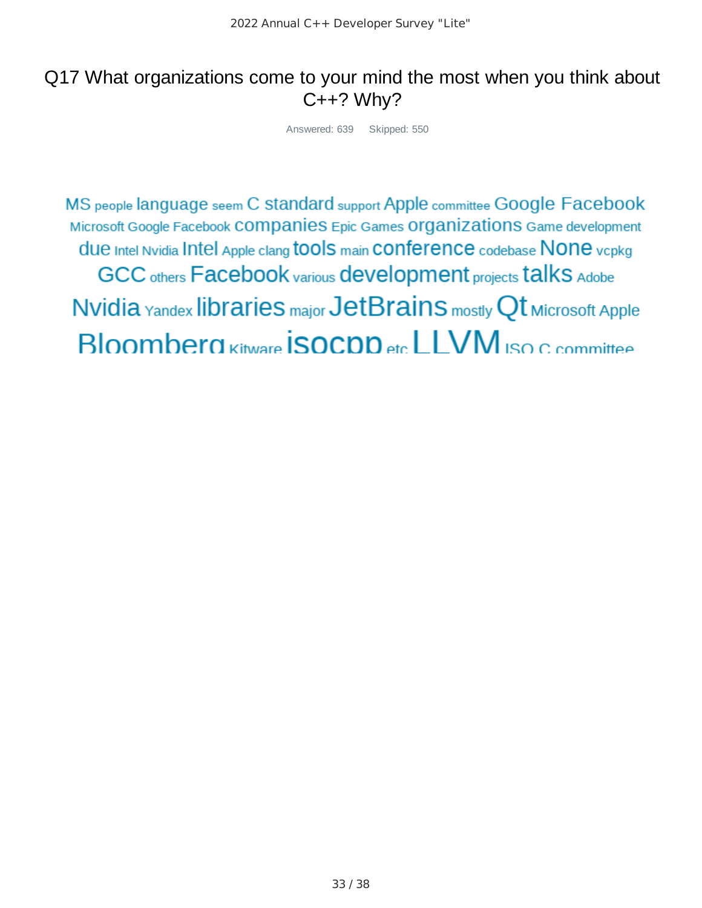# Q17 What organizations come to your mind the most when you think about C++? Why?

Answered: 639    Skipped: 550

MS people language seem C standard support Apple committee Google Facebook Microsoft Google Facebook companies Epic Games organizations Game development due Intel Nvidia Intel Apple clang tools main conference codebase None vcpkg GCC others Facebook various development projects talks Adobe Nvidia Yandex libraries major JetBrains mostly Qt Microsoft Apple Bloomberg Kitware isocpp etc LLVM ISO C committee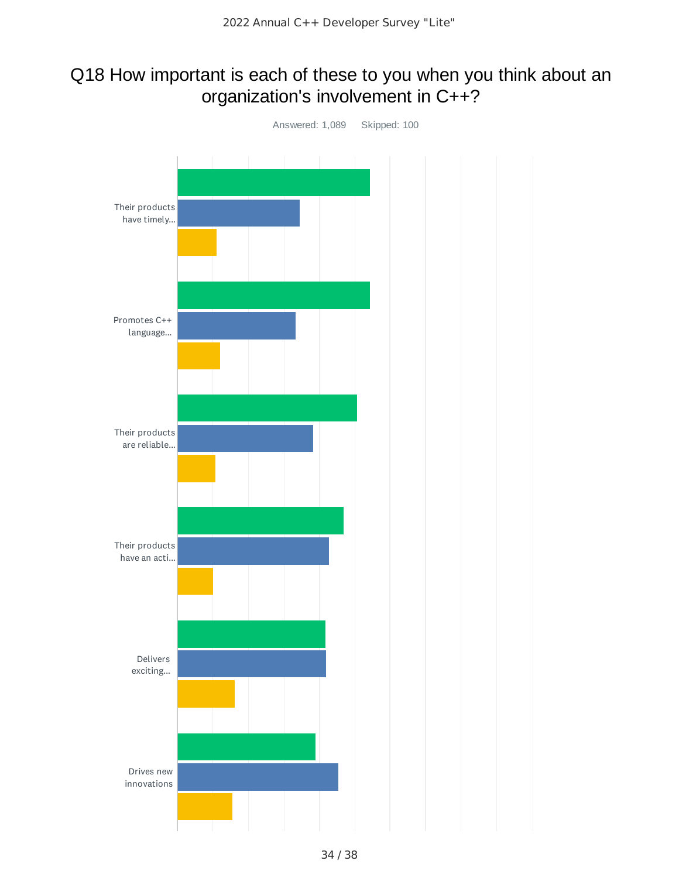# Q18 How important is each of these to you when you think about an organization's involvement in C++?

Answered: 1,089 Skipped: 100

Their products have timely...

Promotes C++ language...

Their products are reliable...

Their products have an acti...

Delivers exciting...

Drives new innovations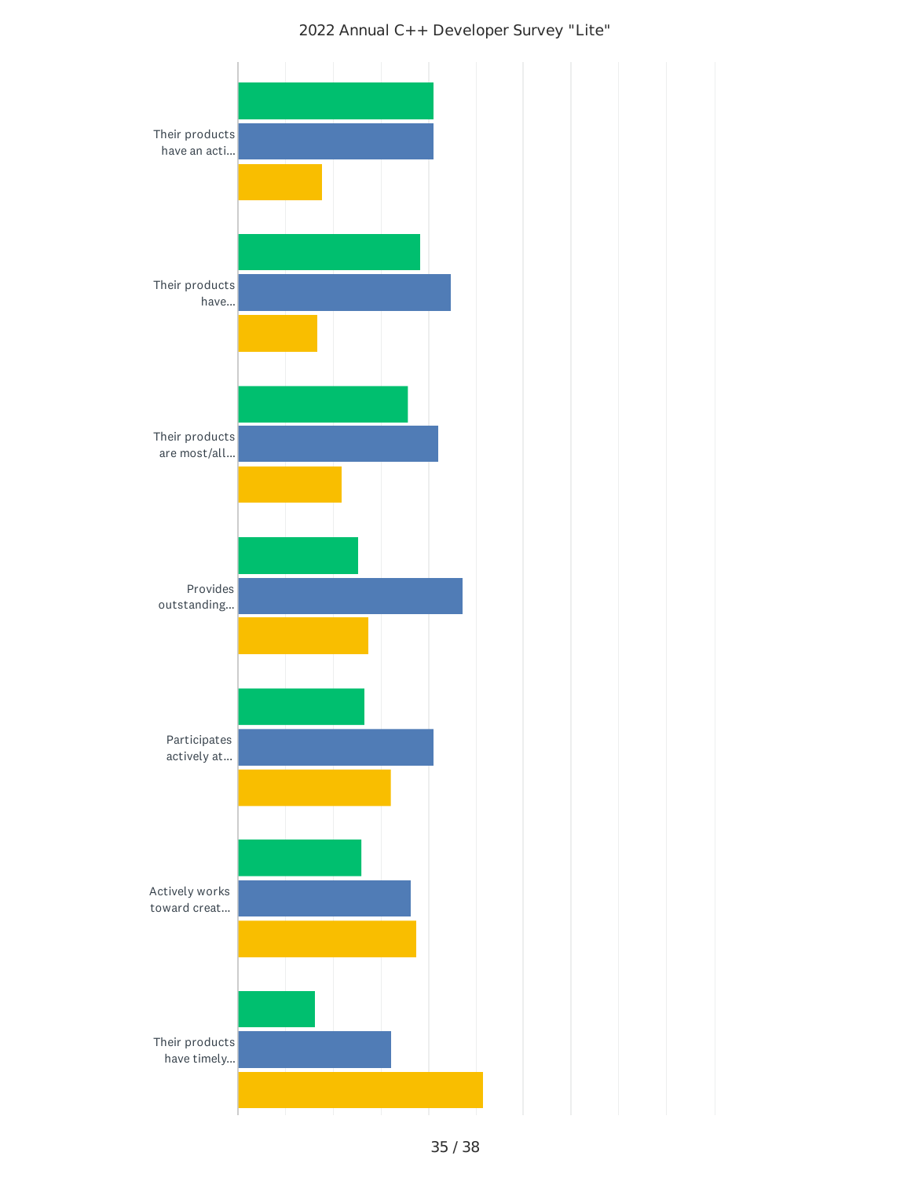2022 Annual C++ Developer Survey "Lite"

Their products have an acti...

Their products have...

Their products are most/all...

Provides outstanding...

Participates actively at...

Actively works toward creat...

Their products have timely...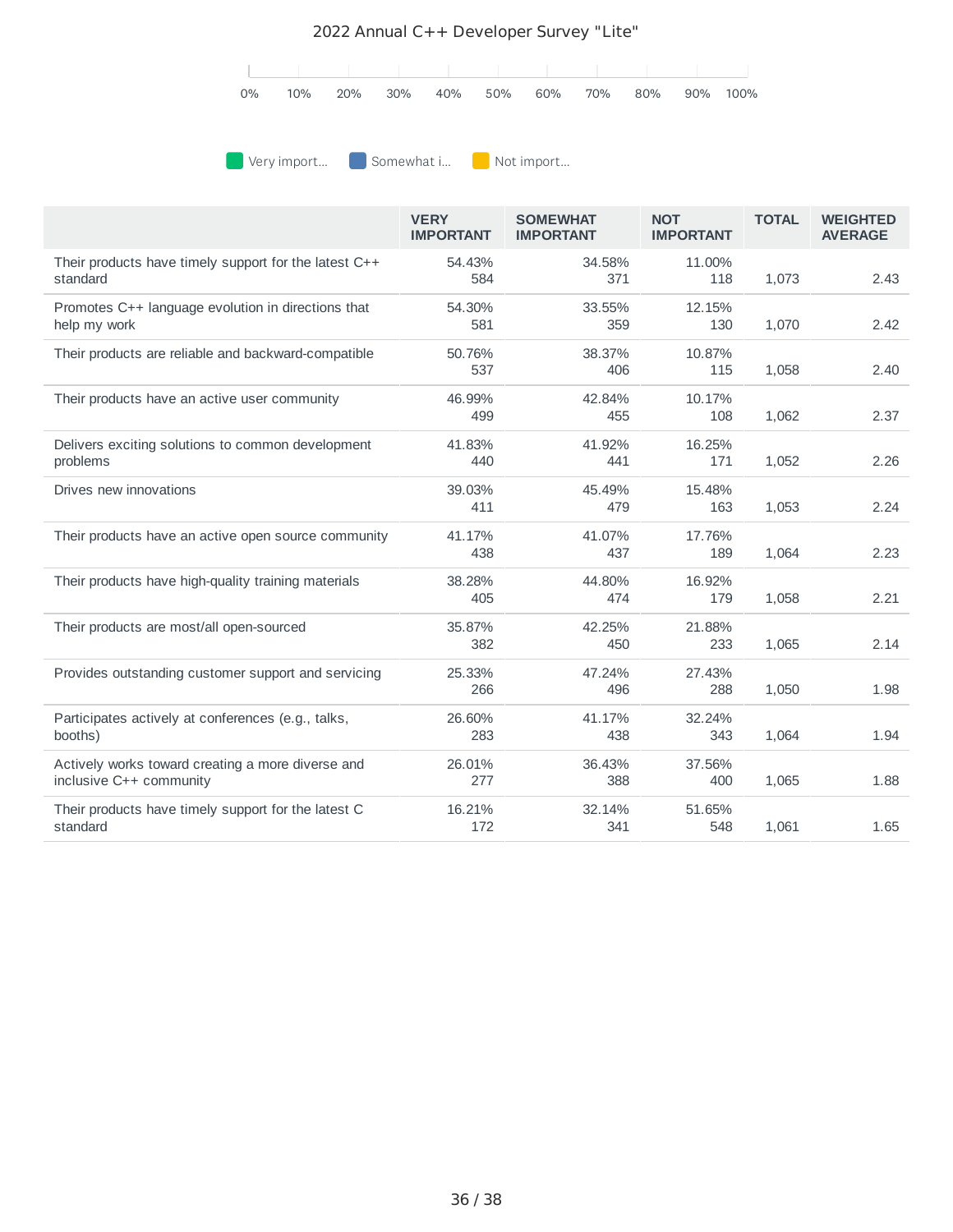2022 Annual C++ Developer Survey "Lite"

0% 10% 20% 30% 40% 50% 60% 70% 80% 90% 100%

Very import... Somewhat i... Not import...

| | VERY IMPORTANT | SOMEWHAT IMPORTANT | NOT IMPORTANT | TOTAL | WEIGHTED AVERAGE |
|---|---|---|---|---|---|
| Their products have timely support for the latest C++ standard | 54.43% 584 | 34.58% 371 | 11.00% 118 | 1,073 | 2.43 |
| Promotes C++ language evolution in directions that help my work | 54.30% 581 | 33.55% 359 | 12.15% 130 | 1,070 | 2.42 |
| Their products are reliable and backward-compatible | 50.76% 537 | 38.37% 406 | 10.87% 115 | 1,058 | 2.40 |
| Their products have an active user community | 46.99% 499 | 42.84% 455 | 10.17% 108 | 1,062 | 2.37 |
| Delivers exciting solutions to common development problems | 41.83% 440 | 41.92% 441 | 16.25% 171 | 1,052 | 2.26 |
| Drives new innovations | 39.03% 411 | 45.49% 479 | 15.48% 163 | 1,053 | 2.24 |
| Their products have an active open source community | 41.17% 438 | 41.07% 437 | 17.76% 189 | 1,064 | 2.23 |
| Their products have high-quality training materials | 38.28% 405 | 44.80% 474 | 16.92% 179 | 1,058 | 2.21 |
| Their products are most/all open-sourced | 35.87% 382 | 42.25% 450 | 21.88% 233 | 1,065 | 2.14 |
| Provides outstanding customer support and servicing | 25.33% 266 | 47.24% 496 | 27.43% 288 | 1,050 | 1.98 |
| Participates actively at conferences (e.g., talks, booths) | 26.60% 283 | 41.17% 438 | 32.24% 343 | 1,064 | 1.94 |
| Actively works toward creating a more diverse and inclusive C++ community | 26.01% 277 | 36.43% 388 | 37.56% 400 | 1,065 | 1.88 |
| Their products have timely support for the latest C standard | 16.21% 172 | 32.14% 341 | 51.65% 548 | 1,061 | 1.65 |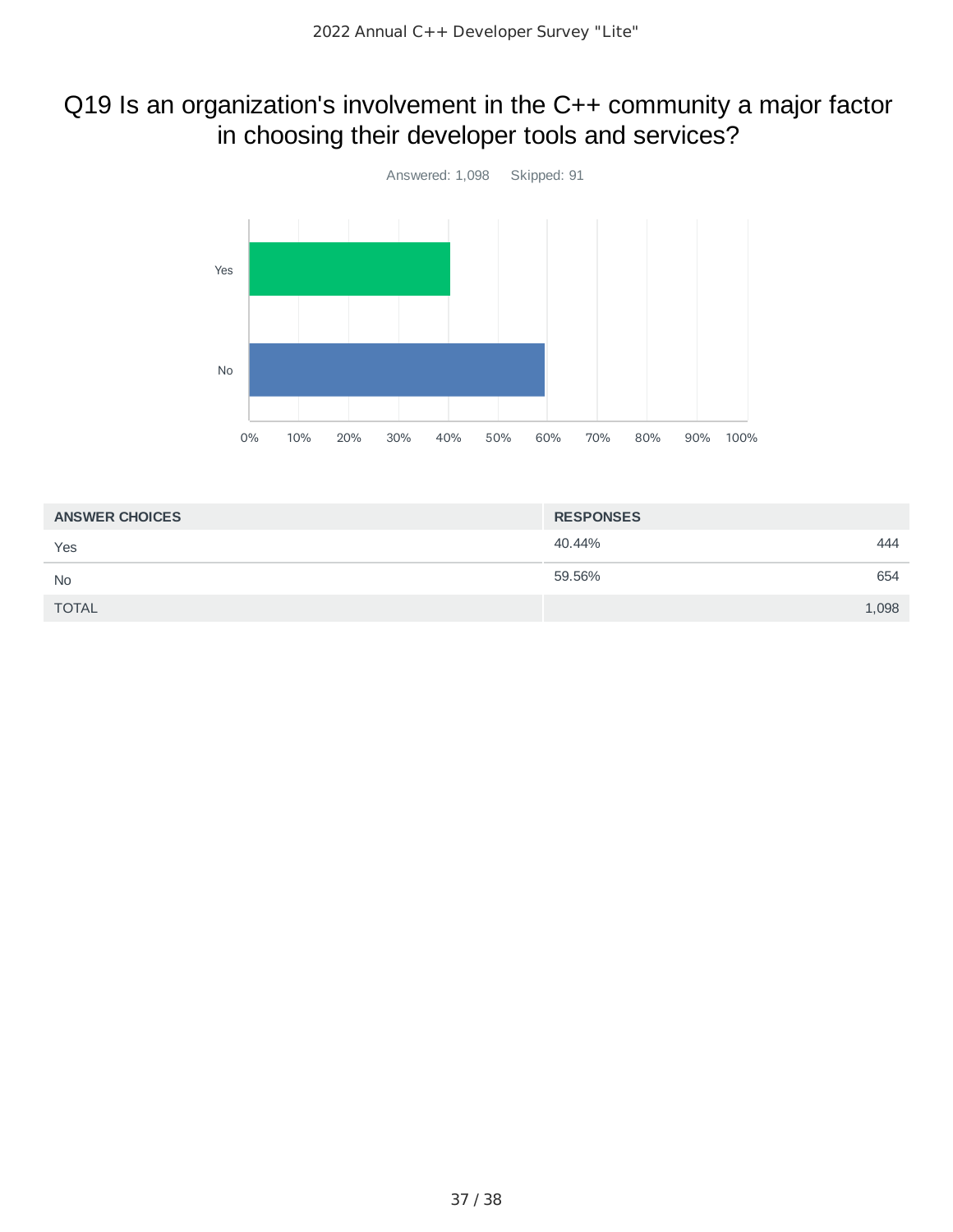# Q19 Is an organization's involvement in the C++ community a major factor in choosing their developer tools and services?

Answered: 1,098 Skipped: 91

| ANSWER CHOICES | RESPONSES | |
|---|---|---|
| Yes | 40.44% | 444 |
| No | 59.56% | 654 |
| TOTAL | | 1,098 |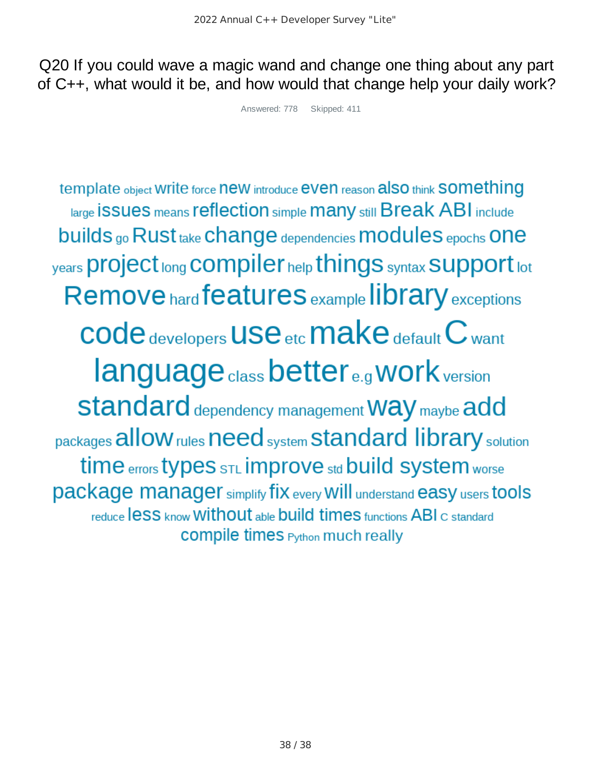## Q20 If you could wave a magic wand and change one thing about any part of C++, what would it be, and how would that change help your daily work?

Answered: 778 Skipped: 411

template object write force new introduce even reason also think something
large issues means reflection simple many still Break ABI include
builds go Rust take change dependencies modules epochs one
years project long compiler help things syntax support lot
Remove hard features example library exceptions
code developers use etc make default C want
language class better e.g work version
standard dependency management way maybe add
packages allow rules need system standard library solution
time errors types STL improve std build system worse
package manager simplify fix every will understand easy users tools
reduce less know without able build times functions ABI C standard
compile times Python much really